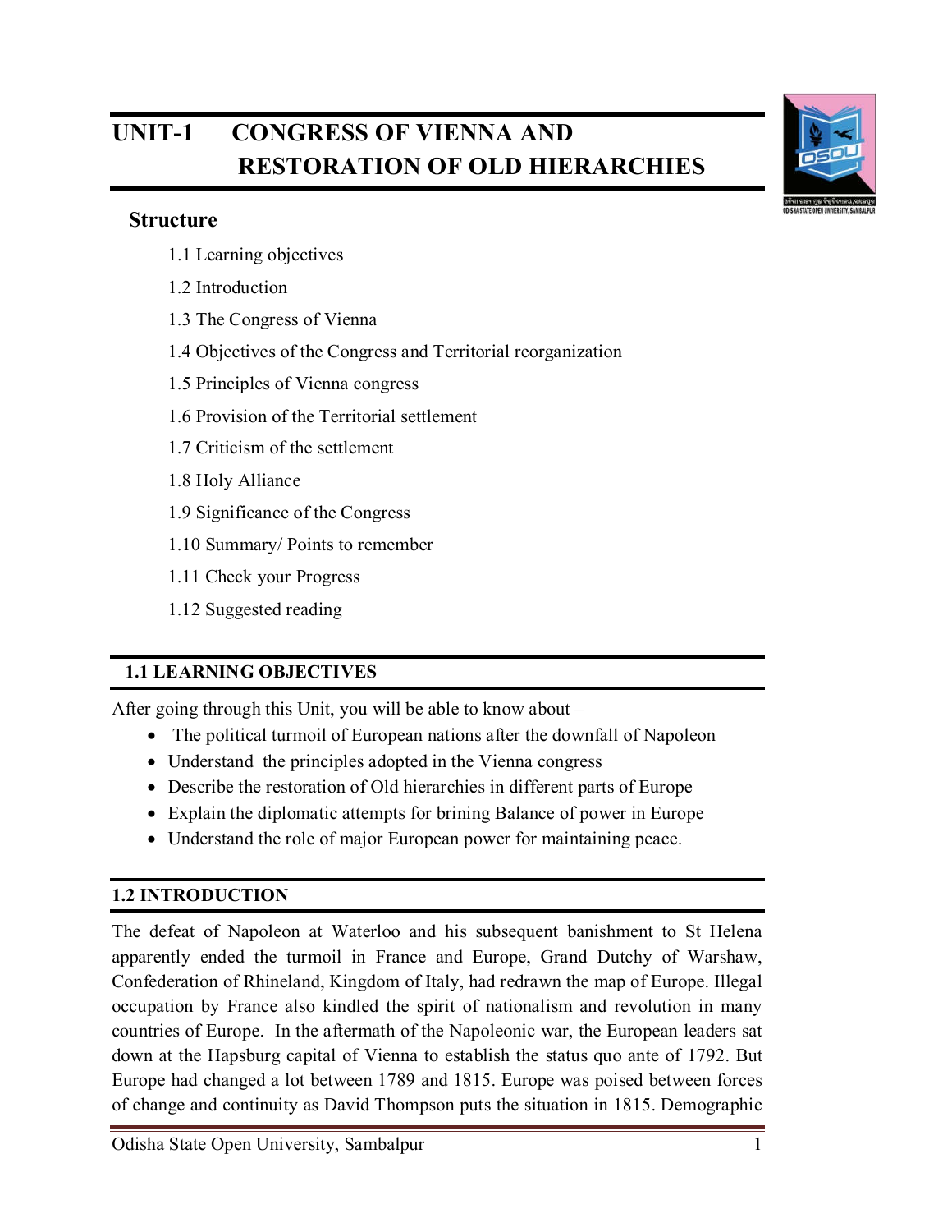# UNIT-1 CONGRESS OF VIENNA AND RESTORATION OF OLD HIERARCHIES

## Structure

- 1.1 Learning objectives
- 1.2 Introduction
- 1.3 The Congress of Vienna
- 1.4 Objectives of the Congress and Territorial reorganization
- 1.5 Principles of Vienna congress
- 1.6 Provision of the Territorial settlement
- 1.7 Criticism of the settlement
- 1.8 Holy Alliance
- 1.9 Significance of the Congress
- 1.10 Summary/ Points to remember
- 1.11 Check your Progress
- 1.12 Suggested reading

## 1.1 LEARNING OBJECTIVES

After going through this Unit, you will be able to know about –

- The political turmoil of European nations after the downfall of Napoleon
- Understand the principles adopted in the Vienna congress
- Describe the restoration of Old hierarchies in different parts of Europe
- Explain the diplomatic attempts for brining Balance of power in Europe
- Understand the role of major European power for maintaining peace.

## 1.2 INTRODUCTION

The defeat of Napoleon at Waterloo and his subsequent banishment to St Helena apparently ended the turmoil in France and Europe, Grand Dutchy of Warshaw, Confederation of Rhineland, Kingdom of Italy, had redrawn the map of Europe. Illegal occupation by France also kindled the spirit of nationalism and revolution in many countries of Europe. In the aftermath of the Napoleonic war, the European leaders sat down at the Hapsburg capital of Vienna to establish the status quo ante of 1792. But Europe had changed a lot between 1789 and 1815. Europe was poised between forces of change and continuity as David Thompson puts the situation in 1815. Demographic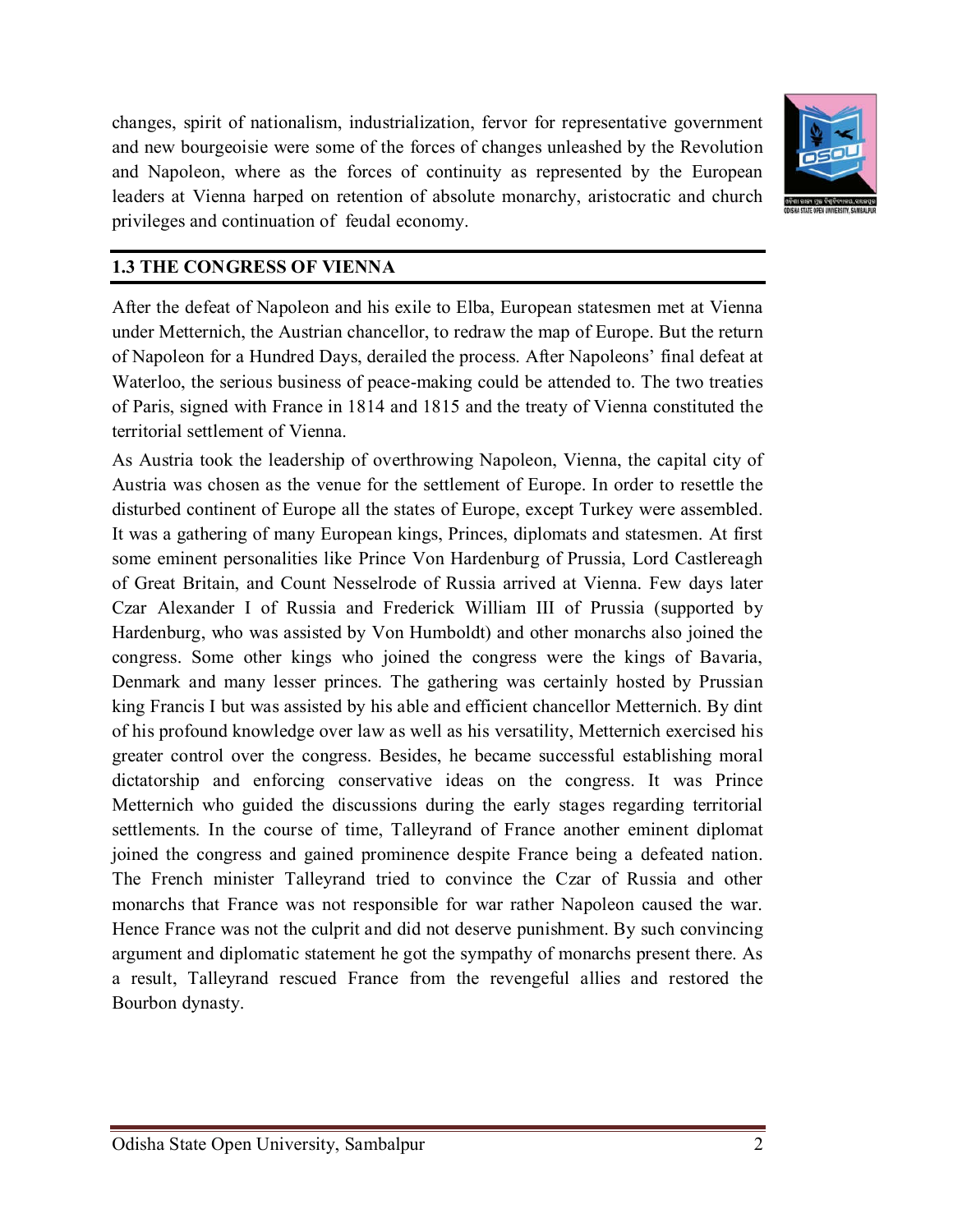changes, spirit of nationalism, industrialization, fervor for representative government and new bourgeoisie were some of the forces of changes unleashed by the Revolution and Napoleon, where as the forces of continuity as represented by the European leaders at Vienna harped on retention of absolute monarchy, aristocratic and church privileges and continuation of feudal economy.

## 1.3 THE CONGRESS OF VIENNA

After the defeat of Napoleon and his exile to Elba, European statesmen met at Vienna under Metternich, the Austrian chancellor, to redraw the map of Europe. But the return of Napoleon for a Hundred Days, derailed the process. After Napoleons' final defeat at Waterloo, the serious business of peace-making could be attended to. The two treaties of Paris, signed with France in 1814 and 1815 and the treaty of Vienna constituted the territorial settlement of Vienna.

As Austria took the leadership of overthrowing Napoleon, Vienna, the capital city of Austria was chosen as the venue for the settlement of Europe. In order to resettle the disturbed continent of Europe all the states of Europe, except Turkey were assembled. It was a gathering of many European kings, Princes, diplomats and statesmen. At first some eminent personalities like Prince Von Hardenburg of Prussia, Lord Castlereagh of Great Britain, and Count Nesselrode of Russia arrived at Vienna. Few days later Czar Alexander I of Russia and Frederick William III of Prussia (supported by Hardenburg, who was assisted by Von Humboldt) and other monarchs also joined the congress. Some other kings who joined the congress were the kings of Bavaria, Denmark and many lesser princes. The gathering was certainly hosted by Prussian king Francis I but was assisted by his able and efficient chancellor Metternich. By dint of his profound knowledge over law as well as his versatility, Metternich exercised his greater control over the congress. Besides, he became successful establishing moral dictatorship and enforcing conservative ideas on the congress. It was Prince Metternich who guided the discussions during the early stages regarding territorial settlements. In the course of time, Talleyrand of France another eminent diplomat joined the congress and gained prominence despite France being a defeated nation. The French minister Talleyrand tried to convince the Czar of Russia and other monarchs that France was not responsible for war rather Napoleon caused the war. Hence France was not the culprit and did not deserve punishment. By such convincing argument and diplomatic statement he got the sympathy of monarchs present there. As a result, Talleyrand rescued France from the revengeful allies and restored the Bourbon dynasty.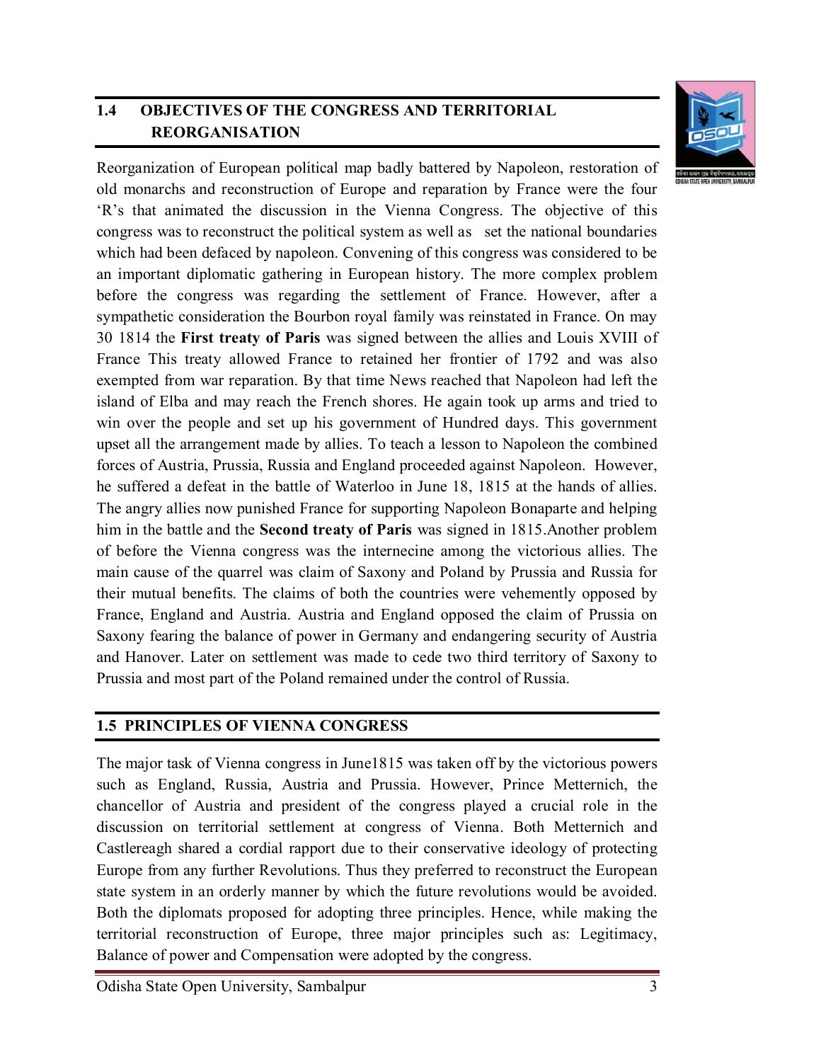## 1.4 OBJECTIVES OF THE CONGRESS AND TERRITORIAL REORGANISATION

Reorganization of European political map badly battered by Napoleon, restoration of old monarchs and reconstruction of Europe and reparation by France were the four 'R's that animated the discussion in the Vienna Congress. The objective of this congress was to reconstruct the political system as well as set the national boundaries which had been defaced by napoleon. Convening of this congress was considered to be an important diplomatic gathering in European history. The more complex problem before the congress was regarding the settlement of France. However, after a sympathetic consideration the Bourbon royal family was reinstated in France. On may 30 1814 the **First treaty of Paris** was signed between the allies and Louis XVIII of France This treaty allowed France to retained her frontier of 1792 and was also exempted from war reparation. By that time News reached that Napoleon had left the island of Elba and may reach the French shores. He again took up arms and tried to win over the people and set up his government of Hundred days. This government upset all the arrangement made by allies. To teach a lesson to Napoleon the combined forces of Austria, Prussia, Russia and England proceeded against Napoleon. However, he suffered a defeat in the battle of Waterloo in June 18, 1815 at the hands of allies. The angry allies now punished France for supporting Napoleon Bonaparte and helping him in the battle and the **Second treaty of Paris** was signed in 1815.Another problem of before the Vienna congress was the internecine among the victorious allies. The main cause of the quarrel was claim of Saxony and Poland by Prussia and Russia for their mutual benefits. The claims of both the countries were vehemently opposed by France, England and Austria. Austria and England opposed the claim of Prussia on Saxony fearing the balance of power in Germany and endangering security of Austria and Hanover. Later on settlement was made to cede two third territory of Saxony to Prussia and most part of the Poland remained under the control of Russia.

## 1.5 PRINCIPLES OF VIENNA CONGRESS

The major task of Vienna congress in June1815 was taken off by the victorious powers such as England, Russia, Austria and Prussia. However, Prince Metternich, the chancellor of Austria and president of the congress played a crucial role in the discussion on territorial settlement at congress of Vienna. Both Metternich and Castlereagh shared a cordial rapport due to their conservative ideology of protecting Europe from any further Revolutions. Thus they preferred to reconstruct the European state system in an orderly manner by which the future revolutions would be avoided. Both the diplomats proposed for adopting three principles. Hence, while making the territorial reconstruction of Europe, three major principles such as: Legitimacy, Balance of power and Compensation were adopted by the congress.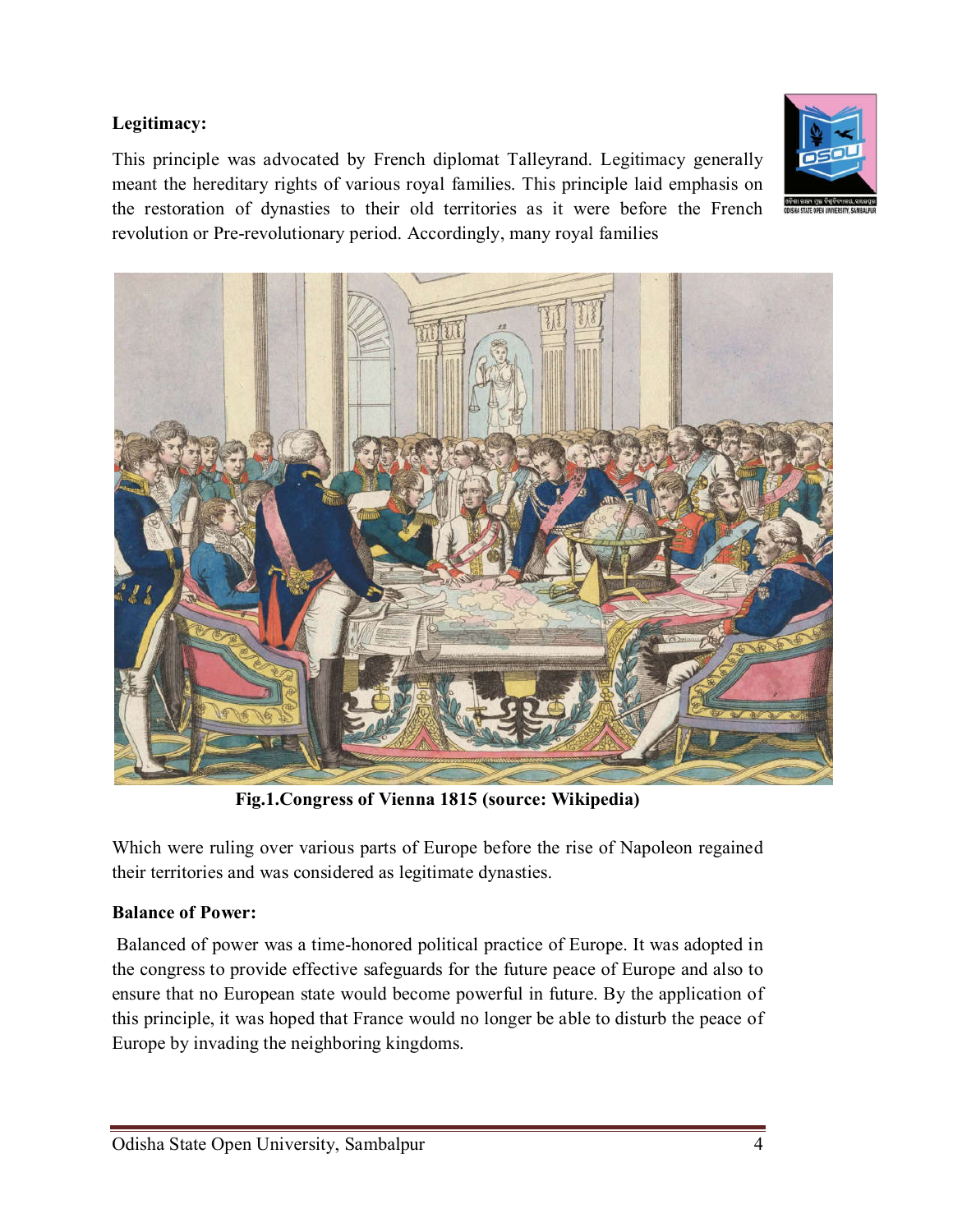**Legitimacy:**

This principle was advocated by French diplomat Talleyrand. Legitimacy generally meant the hereditary rights of various royal families. This principle laid emphasis on the restoration of dynasties to their old territories as it were before the French revolution or Pre-revolutionary period. Accordingly, many royal families

**Fig.1.Congress of Vienna 1815 (source: Wikipedia)**

Which were ruling over various parts of Europe before the rise of Napoleon regained their territories and was considered as legitimate dynasties.

**Balance of Power:**

Balanced of power was a time-honored political practice of Europe. It was adopted in the congress to provide effective safeguards for the future peace of Europe and also to ensure that no European state would become powerful in future. By the application of this principle, it was hoped that France would no longer be able to disturb the peace of Europe by invading the neighboring kingdoms.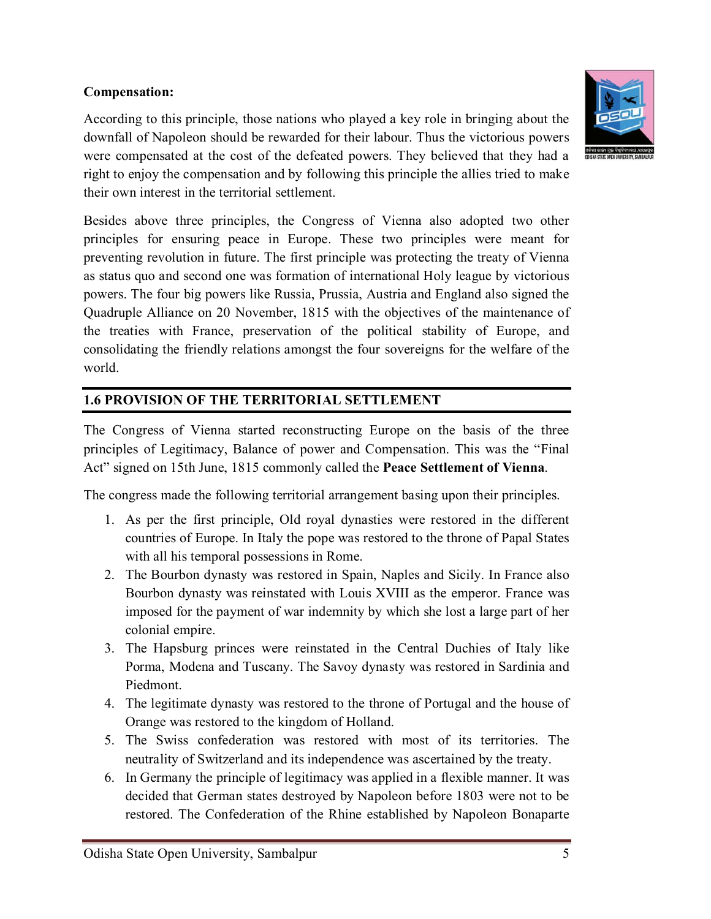**Compensation:**

According to this principle, those nations who played a key role in bringing about the downfall of Napoleon should be rewarded for their labour. Thus the victorious powers were compensated at the cost of the defeated powers. They believed that they had a right to enjoy the compensation and by following this principle the allies tried to make their own interest in the territorial settlement.

Besides above three principles, the Congress of Vienna also adopted two other principles for ensuring peace in Europe. These two principles were meant for preventing revolution in future. The first principle was protecting the treaty of Vienna as status quo and second one was formation of international Holy league by victorious powers. The four big powers like Russia, Prussia, Austria and England also signed the Quadruple Alliance on 20 November, 1815 with the objectives of the maintenance of the treaties with France, preservation of the political stability of Europe, and consolidating the friendly relations amongst the four sovereigns for the welfare of the world.

## 1.6 PROVISION OF THE TERRITORIAL SETTLEMENT

The Congress of Vienna started reconstructing Europe on the basis of the three principles of Legitimacy, Balance of power and Compensation. This was the "Final Act" signed on 15th June, 1815 commonly called the **Peace Settlement of Vienna**.

The congress made the following territorial arrangement basing upon their principles.

1. As per the first principle, Old royal dynasties were restored in the different countries of Europe. In Italy the pope was restored to the throne of Papal States with all his temporal possessions in Rome.
2. The Bourbon dynasty was restored in Spain, Naples and Sicily. In France also Bourbon dynasty was reinstated with Louis XVIII as the emperor. France was imposed for the payment of war indemnity by which she lost a large part of her colonial empire.
3. The Hapsburg princes were reinstated in the Central Duchies of Italy like Porma, Modena and Tuscany. The Savoy dynasty was restored in Sardinia and Piedmont.
4. The legitimate dynasty was restored to the throne of Portugal and the house of Orange was restored to the kingdom of Holland.
5. The Swiss confederation was restored with most of its territories. The neutrality of Switzerland and its independence was ascertained by the treaty.
6. In Germany the principle of legitimacy was applied in a flexible manner. It was decided that German states destroyed by Napoleon before 1803 were not to be restored. The Confederation of the Rhine established by Napoleon Bonaparte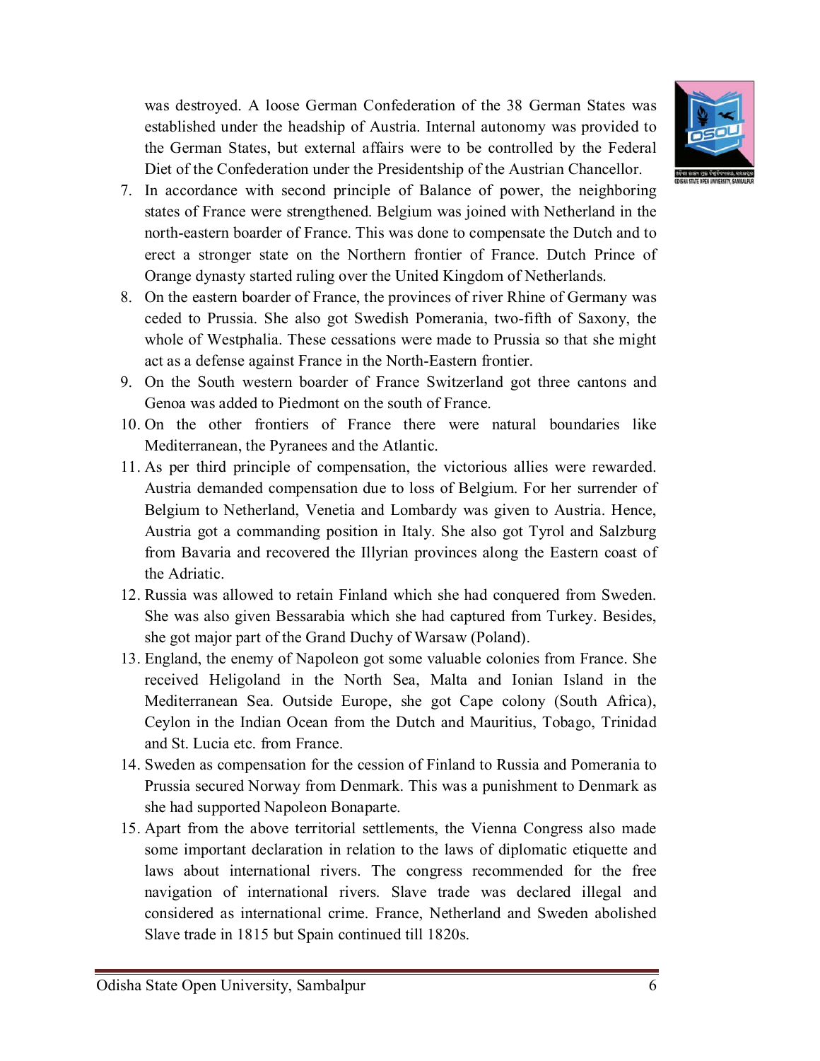was destroyed. A loose German Confederation of the 38 German States was established under the headship of Austria. Internal autonomy was provided to the German States, but external affairs were to be controlled by the Federal Diet of the Confederation under the Presidentship of the Austrian Chancellor.

7. In accordance with second principle of Balance of power, the neighboring states of France were strengthened. Belgium was joined with Netherland in the north-eastern boarder of France. This was done to compensate the Dutch and to erect a stronger state on the Northern frontier of France. Dutch Prince of Orange dynasty started ruling over the United Kingdom of Netherlands.
8. On the eastern boarder of France, the provinces of river Rhine of Germany was ceded to Prussia. She also got Swedish Pomerania, two-fifth of Saxony, the whole of Westphalia. These cessations were made to Prussia so that she might act as a defense against France in the North-Eastern frontier.
9. On the South western boarder of France Switzerland got three cantons and Genoa was added to Piedmont on the south of France.
10. On the other frontiers of France there were natural boundaries like Mediterranean, the Pyranees and the Atlantic.
11. As per third principle of compensation, the victorious allies were rewarded. Austria demanded compensation due to loss of Belgium. For her surrender of Belgium to Netherland, Venetia and Lombardy was given to Austria. Hence, Austria got a commanding position in Italy. She also got Tyrol and Salzburg from Bavaria and recovered the Illyrian provinces along the Eastern coast of the Adriatic.
12. Russia was allowed to retain Finland which she had conquered from Sweden. She was also given Bessarabia which she had captured from Turkey. Besides, she got major part of the Grand Duchy of Warsaw (Poland).
13. England, the enemy of Napoleon got some valuable colonies from France. She received Heligoland in the North Sea, Malta and Ionian Island in the Mediterranean Sea. Outside Europe, she got Cape colony (South Africa), Ceylon in the Indian Ocean from the Dutch and Mauritius, Tobago, Trinidad and St. Lucia etc. from France.
14. Sweden as compensation for the cession of Finland to Russia and Pomerania to Prussia secured Norway from Denmark. This was a punishment to Denmark as she had supported Napoleon Bonaparte.
15. Apart from the above territorial settlements, the Vienna Congress also made some important declaration in relation to the laws of diplomatic etiquette and laws about international rivers. The congress recommended for the free navigation of international rivers. Slave trade was declared illegal and considered as international crime. France, Netherland and Sweden abolished Slave trade in 1815 but Spain continued till 1820s.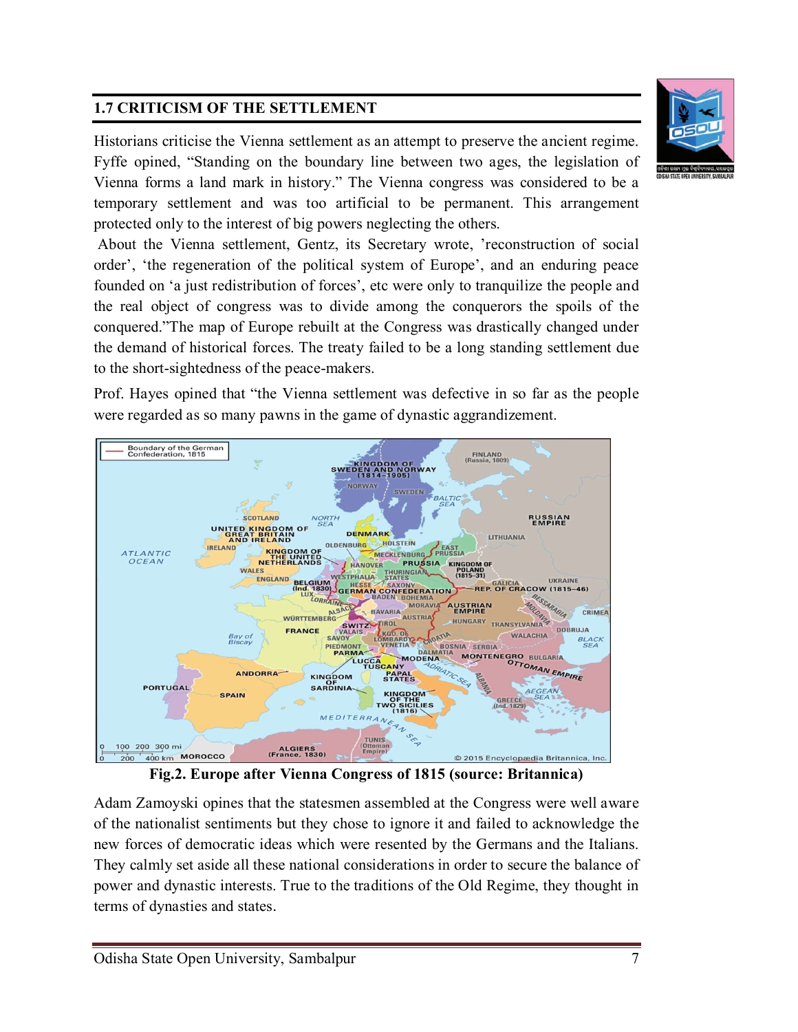## 1.7 CRITICISM OF THE SETTLEMENT

Historians criticise the Vienna settlement as an attempt to preserve the ancient regime. Fyffe opined, "Standing on the boundary line between two ages, the legislation of Vienna forms a land mark in history." The Vienna congress was considered to be a temporary settlement and was too artificial to be permanent. This arrangement protected only to the interest of big powers neglecting the others.

About the Vienna settlement, Gentz, its Secretary wrote, 'reconstruction of social order', 'the regeneration of the political system of Europe', and an enduring peace founded on 'a just redistribution of forces', etc were only to tranquilize the people and the real object of congress was to divide among the conquerors the spoils of the conquered."The map of Europe rebuilt at the Congress was drastically changed under the demand of historical forces. The treaty failed to be a long standing settlement due to the short-sightedness of the peace-makers.

Prof. Hayes opined that "the Vienna settlement was defective in so far as the people were regarded as so many pawns in the game of dynastic aggrandizement.

**Fig.2. Europe after Vienna Congress of 1815 (source: Britannica)**

Adam Zamoyski opines that the statesmen assembled at the Congress were well aware of the nationalist sentiments but they chose to ignore it and failed to acknowledge the new forces of democratic ideas which were resented by the Germans and the Italians. They calmly set aside all these national considerations in order to secure the balance of power and dynastic interests. True to the traditions of the Old Regime, they thought in terms of dynasties and states.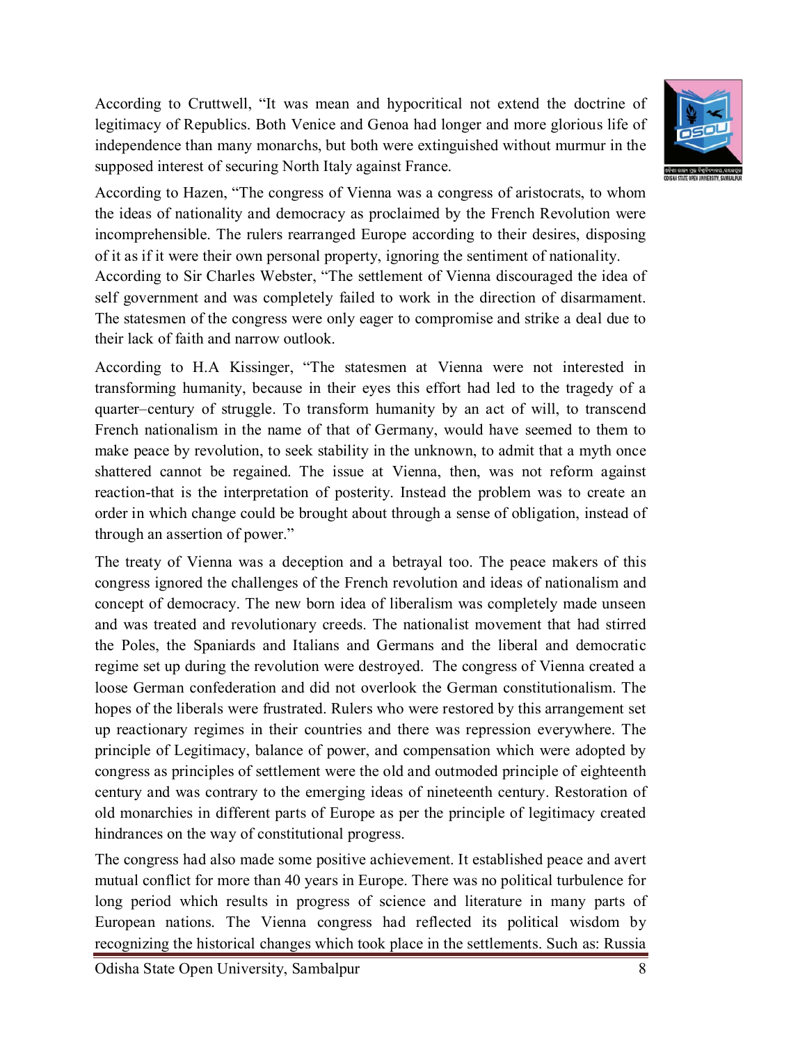According to Cruttwell, "It was mean and hypocritical not extend the doctrine of legitimacy of Republics. Both Venice and Genoa had longer and more glorious life of independence than many monarchs, but both were extinguished without murmur in the supposed interest of securing North Italy against France.

According to Hazen, "The congress of Vienna was a congress of aristocrats, to whom the ideas of nationality and democracy as proclaimed by the French Revolution were incomprehensible. The rulers rearranged Europe according to their desires, disposing of it as if it were their own personal property, ignoring the sentiment of nationality.

According to Sir Charles Webster, "The settlement of Vienna discouraged the idea of self government and was completely failed to work in the direction of disarmament. The statesmen of the congress were only eager to compromise and strike a deal due to their lack of faith and narrow outlook.

According to H.A Kissinger, "The statesmen at Vienna were not interested in transforming humanity, because in their eyes this effort had led to the tragedy of a quarter–century of struggle. To transform humanity by an act of will, to transcend French nationalism in the name of that of Germany, would have seemed to them to make peace by revolution, to seek stability in the unknown, to admit that a myth once shattered cannot be regained. The issue at Vienna, then, was not reform against reaction-that is the interpretation of posterity. Instead the problem was to create an order in which change could be brought about through a sense of obligation, instead of through an assertion of power."

The treaty of Vienna was a deception and a betrayal too. The peace makers of this congress ignored the challenges of the French revolution and ideas of nationalism and concept of democracy. The new born idea of liberalism was completely made unseen and was treated and revolutionary creeds. The nationalist movement that had stirred the Poles, the Spaniards and Italians and Germans and the liberal and democratic regime set up during the revolution were destroyed. The congress of Vienna created a loose German confederation and did not overlook the German constitutionalism. The hopes of the liberals were frustrated. Rulers who were restored by this arrangement set up reactionary regimes in their countries and there was repression everywhere. The principle of Legitimacy, balance of power, and compensation which were adopted by congress as principles of settlement were the old and outmoded principle of eighteenth century and was contrary to the emerging ideas of nineteenth century. Restoration of old monarchies in different parts of Europe as per the principle of legitimacy created hindrances on the way of constitutional progress.

The congress had also made some positive achievement. It established peace and avert mutual conflict for more than 40 years in Europe. There was no political turbulence for long period which results in progress of science and literature in many parts of European nations. The Vienna congress had reflected its political wisdom by recognizing the historical changes which took place in the settlements. Such as: Russia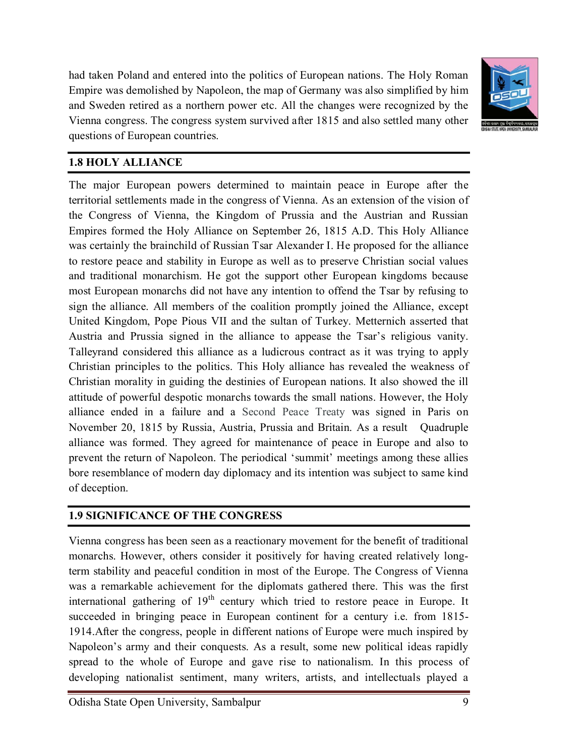had taken Poland and entered into the politics of European nations. The Holy Roman Empire was demolished by Napoleon, the map of Germany was also simplified by him and Sweden retired as a northern power etc. All the changes were recognized by the Vienna congress. The congress system survived after 1815 and also settled many other questions of European countries.

## 1.8 HOLY ALLIANCE

The major European powers determined to maintain peace in Europe after the territorial settlements made in the congress of Vienna. As an extension of the vision of the Congress of Vienna, the Kingdom of Prussia and the Austrian and Russian Empires formed the Holy Alliance on September 26, 1815 A.D. This Holy Alliance was certainly the brainchild of Russian Tsar Alexander I. He proposed for the alliance to restore peace and stability in Europe as well as to preserve Christian social values and traditional monarchism. He got the support other European kingdoms because most European monarchs did not have any intention to offend the Tsar by refusing to sign the alliance. All members of the coalition promptly joined the Alliance, except United Kingdom, Pope Pious VII and the sultan of Turkey. Metternich asserted that Austria and Prussia signed in the alliance to appease the Tsar's religious vanity. Talleyrand considered this alliance as a ludicrous contract as it was trying to apply Christian principles to the politics. This Holy alliance has revealed the weakness of Christian morality in guiding the destinies of European nations. It also showed the ill attitude of powerful despotic monarchs towards the small nations. However, the Holy alliance ended in a failure and a Second Peace Treaty was signed in Paris on November 20, 1815 by Russia, Austria, Prussia and Britain. As a result Quadruple alliance was formed. They agreed for maintenance of peace in Europe and also to prevent the return of Napoleon. The periodical 'summit' meetings among these allies bore resemblance of modern day diplomacy and its intention was subject to same kind of deception.

## 1.9 SIGNIFICANCE OF THE CONGRESS

Vienna congress has been seen as a reactionary movement for the benefit of traditional monarchs. However, others consider it positively for having created relatively long-term stability and peaceful condition in most of the Europe. The Congress of Vienna was a remarkable achievement for the diplomats gathered there. This was the first international gathering of 19th century which tried to restore peace in Europe. It succeeded in bringing peace in European continent for a century i.e. from 1815-1914.After the congress, people in different nations of Europe were much inspired by Napoleon's army and their conquests. As a result, some new political ideas rapidly spread to the whole of Europe and gave rise to nationalism. In this process of developing nationalist sentiment, many writers, artists, and intellectuals played a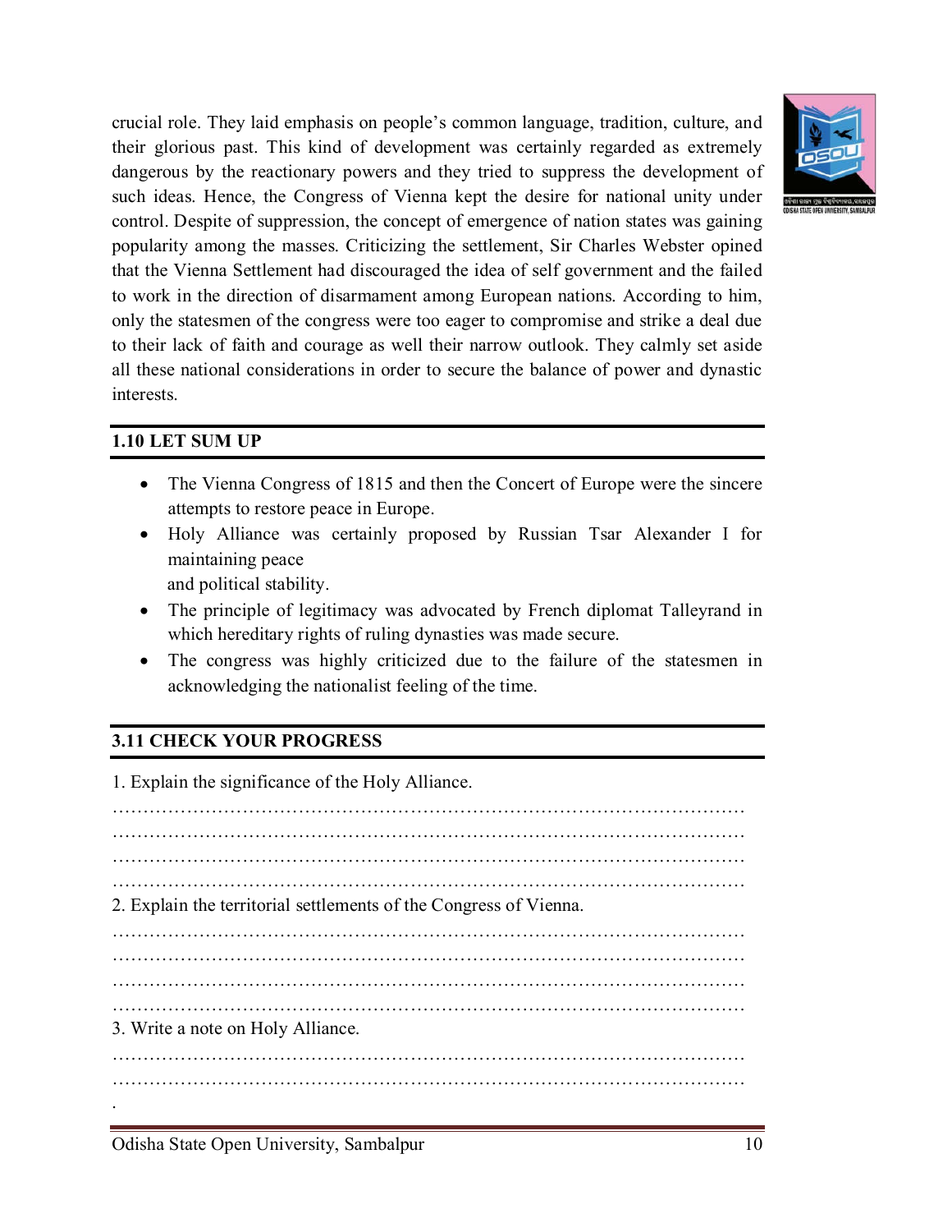crucial role. They laid emphasis on people's common language, tradition, culture, and their glorious past. This kind of development was certainly regarded as extremely dangerous by the reactionary powers and they tried to suppress the development of such ideas. Hence, the Congress of Vienna kept the desire for national unity under control. Despite of suppression, the concept of emergence of nation states was gaining popularity among the masses. Criticizing the settlement, Sir Charles Webster opined that the Vienna Settlement had discouraged the idea of self government and the failed to work in the direction of disarmament among European nations. According to him, only the statesmen of the congress were too eager to compromise and strike a deal due to their lack of faith and courage as well their narrow outlook. They calmly set aside all these national considerations in order to secure the balance of power and dynastic interests.

## 1.10 LET SUM UP

- The Vienna Congress of 1815 and then the Concert of Europe were the sincere attempts to restore peace in Europe.
- Holy Alliance was certainly proposed by Russian Tsar Alexander I for maintaining peace
  and political stability.
- The principle of legitimacy was advocated by French diplomat Talleyrand in which hereditary rights of ruling dynasties was made secure.
- The congress was highly criticized due to the failure of the statesmen in acknowledging the nationalist feeling of the time.

## 3.11 CHECK YOUR PROGRESS

1. Explain the significance of the Holy Alliance.

…………………………………………………………………………………………
…………………………………………………………………………………………
…………………………………………………………………………………………
…………………………………………………………………………………………

2. Explain the territorial settlements of the Congress of Vienna.

…………………………………………………………………………………………
…………………………………………………………………………………………
…………………………………………………………………………………………
…………………………………………………………………………………………

3. Write a note on Holy Alliance.

…………………………………………………………………………………………
…………………………………………………………………………………………
.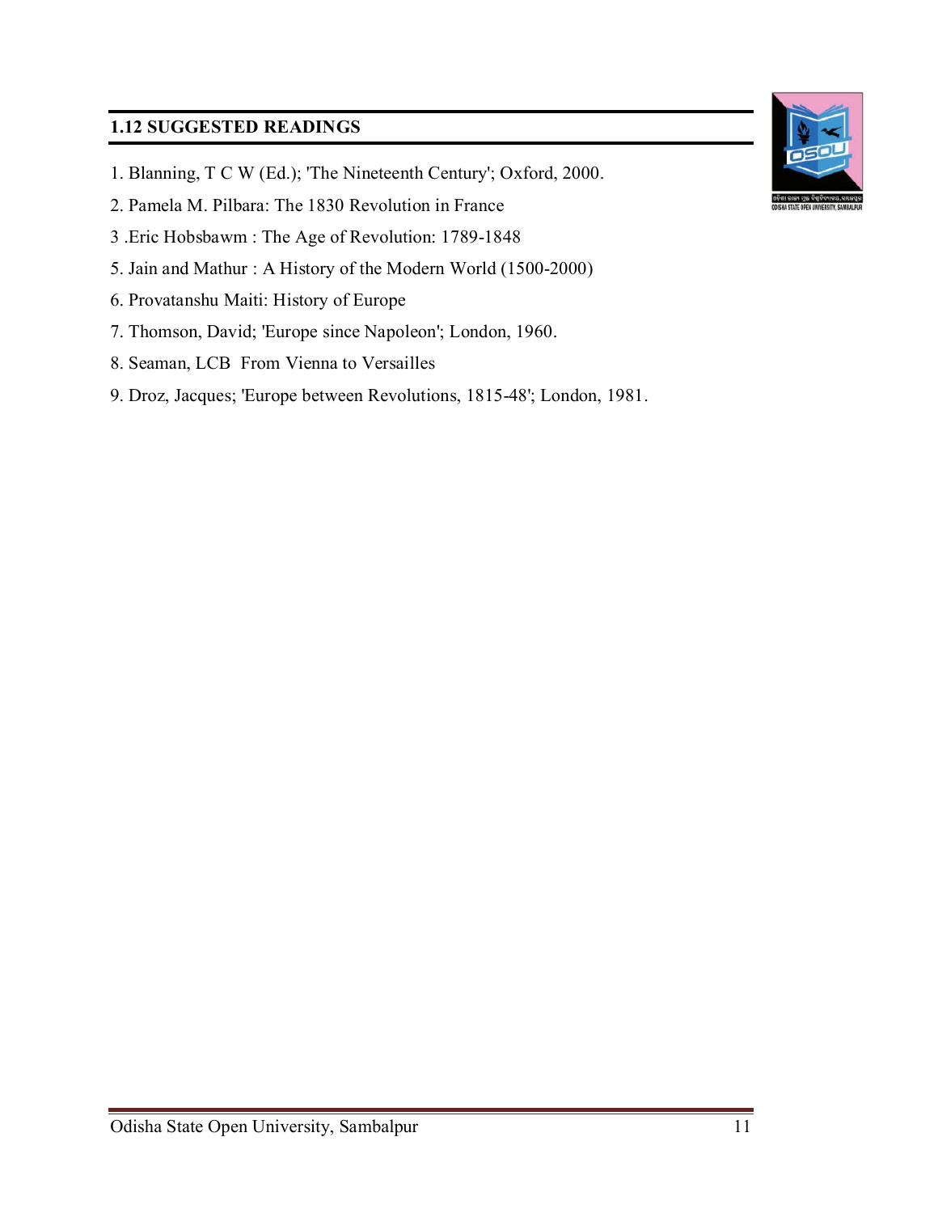## 1.12 SUGGESTED READINGS

1. Blanning, T C W (Ed.); 'The Nineteenth Century'; Oxford, 2000.
2. Pamela M. Pilbara: The 1830 Revolution in France
3 .Eric Hobsbawm : The Age of Revolution: 1789-1848
5. Jain and Mathur : A History of the Modern World (1500-2000)
6. Provatanshu Maiti: History of Europe
7. Thomson, David; 'Europe since Napoleon'; London, 1960.
8. Seaman, LCB From Vienna to Versailles
9. Droz, Jacques; 'Europe between Revolutions, 1815-48'; London, 1981.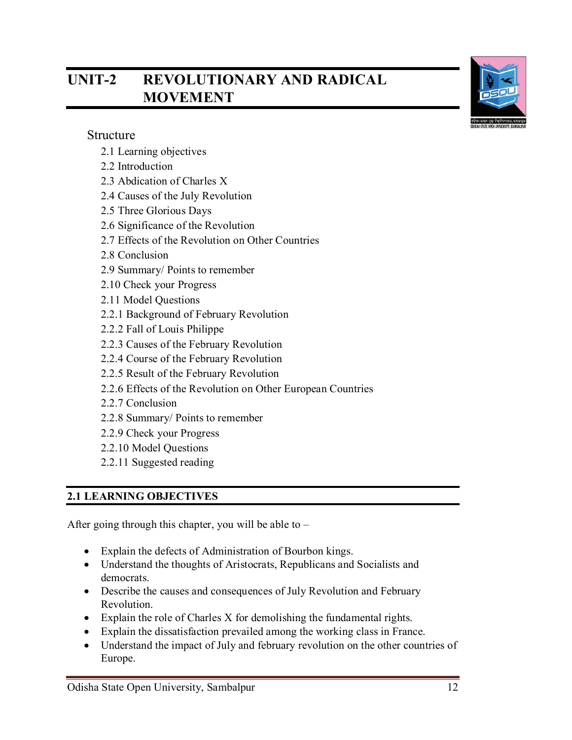# UNIT-2 REVOLUTIONARY AND RADICAL MOVEMENT

Structure

2.1 Learning objectives
2.2 Introduction
2.3 Abdication of Charles X
2.4 Causes of the July Revolution
2.5 Three Glorious Days
2.6 Significance of the Revolution
2.7 Effects of the Revolution on Other Countries
2.8 Conclusion
2.9 Summary/ Points to remember
2.10 Check your Progress
2.11 Model Questions
2.2.1 Background of February Revolution
2.2.2 Fall of Louis Philippe
2.2.3 Causes of the February Revolution
2.2.4 Course of the February Revolution
2.2.5 Result of the February Revolution
2.2.6 Effects of the Revolution on Other European Countries
2.2.7 Conclusion
2.2.8 Summary/ Points to remember
2.2.9 Check your Progress
2.2.10 Model Questions
2.2.11 Suggested reading

## 2.1 LEARNING OBJECTIVES

After going through this chapter, you will be able to –

- Explain the defects of Administration of Bourbon kings.
- Understand the thoughts of Aristocrats, Republicans and Socialists and democrats.
- Describe the causes and consequences of July Revolution and February Revolution.
- Explain the role of Charles X for demolishing the fundamental rights.
- Explain the dissatisfaction prevailed among the working class in France.
- Understand the impact of July and february revolution on the other countries of Europe.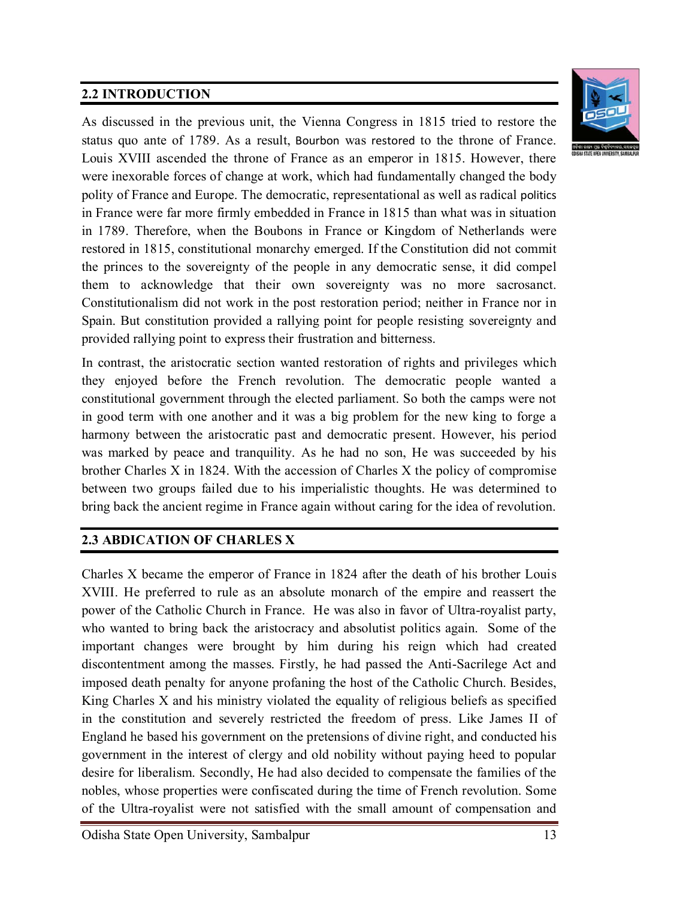## 2.2 INTRODUCTION

As discussed in the previous unit, the Vienna Congress in 1815 tried to restore the status quo ante of 1789. As a result, Bourbon was restored to the throne of France. Louis XVIII ascended the throne of France as an emperor in 1815. However, there were inexorable forces of change at work, which had fundamentally changed the body polity of France and Europe. The democratic, representational as well as radical politics in France were far more firmly embedded in France in 1815 than what was in situation in 1789. Therefore, when the Boubons in France or Kingdom of Netherlands were restored in 1815, constitutional monarchy emerged. If the Constitution did not commit the princes to the sovereignty of the people in any democratic sense, it did compel them to acknowledge that their own sovereignty was no more sacrosanct. Constitutionalism did not work in the post restoration period; neither in France nor in Spain. But constitution provided a rallying point for people resisting sovereignty and provided rallying point to express their frustration and bitterness.

In contrast, the aristocratic section wanted restoration of rights and privileges which they enjoyed before the French revolution. The democratic people wanted a constitutional government through the elected parliament. So both the camps were not in good term with one another and it was a big problem for the new king to forge a harmony between the aristocratic past and democratic present. However, his period was marked by peace and tranquility. As he had no son, He was succeeded by his brother Charles X in 1824. With the accession of Charles X the policy of compromise between two groups failed due to his imperialistic thoughts. He was determined to bring back the ancient regime in France again without caring for the idea of revolution.

## 2.3 ABDICATION OF CHARLES X

Charles X became the emperor of France in 1824 after the death of his brother Louis XVIII. He preferred to rule as an absolute monarch of the empire and reassert the power of the Catholic Church in France. He was also in favor of Ultra-royalist party, who wanted to bring back the aristocracy and absolutist politics again. Some of the important changes were brought by him during his reign which had created discontentment among the masses. Firstly, he had passed the Anti-Sacrilege Act and imposed death penalty for anyone profaning the host of the Catholic Church. Besides, King Charles X and his ministry violated the equality of religious beliefs as specified in the constitution and severely restricted the freedom of press. Like James II of England he based his government on the pretensions of divine right, and conducted his government in the interest of clergy and old nobility without paying heed to popular desire for liberalism. Secondly, He had also decided to compensate the families of the nobles, whose properties were confiscated during the time of French revolution. Some of the Ultra-royalist were not satisfied with the small amount of compensation and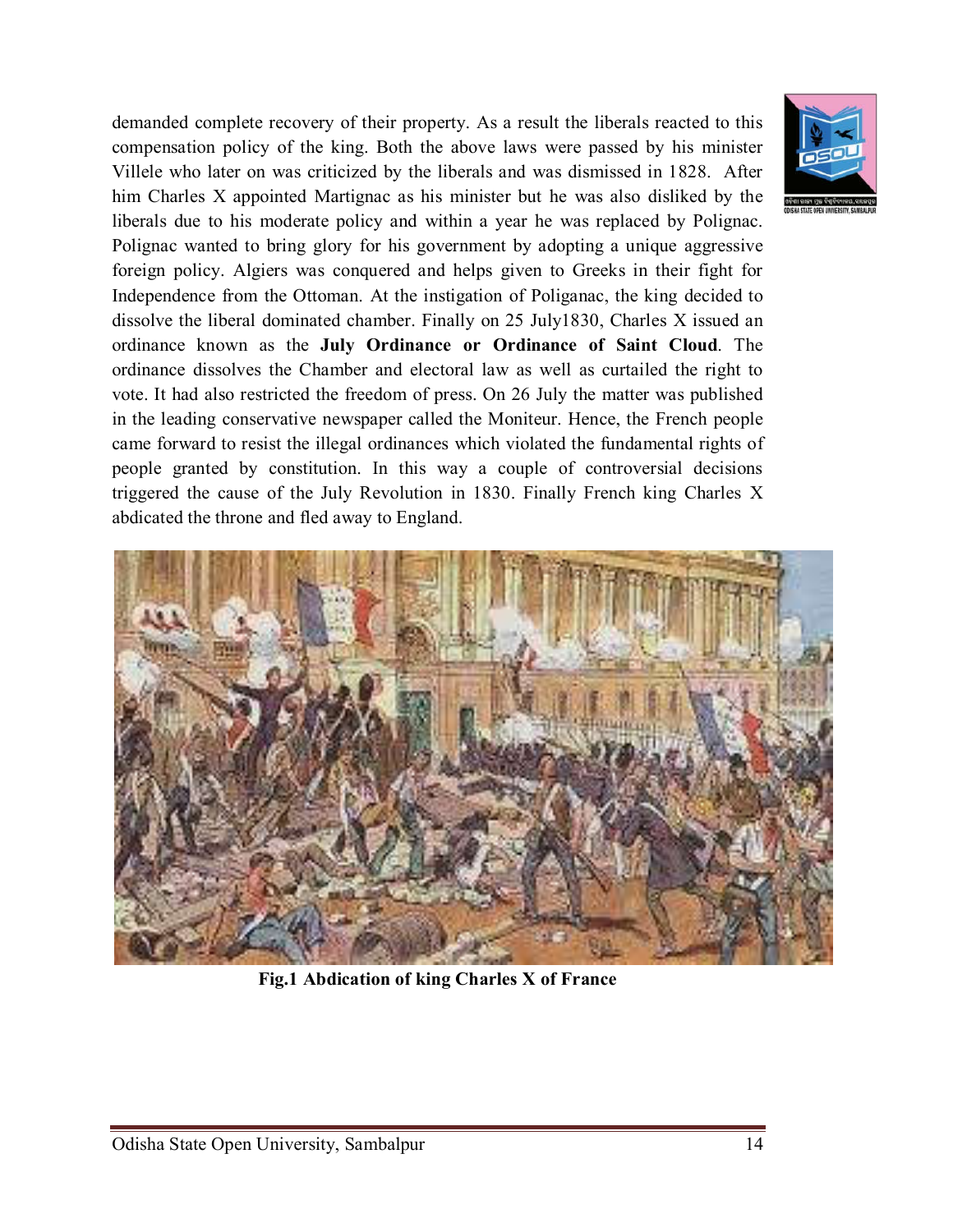demanded complete recovery of their property. As a result the liberals reacted to this compensation policy of the king. Both the above laws were passed by his minister Villele who later on was criticized by the liberals and was dismissed in 1828. After him Charles X appointed Martignac as his minister but he was also disliked by the liberals due to his moderate policy and within a year he was replaced by Polignac. Polignac wanted to bring glory for his government by adopting a unique aggressive foreign policy. Algiers was conquered and helps given to Greeks in their fight for Independence from the Ottoman. At the instigation of Poliganac, the king decided to dissolve the liberal dominated chamber. Finally on 25 July1830, Charles X issued an ordinance known as the **July Ordinance or Ordinance of Saint Cloud**. The ordinance dissolves the Chamber and electoral law as well as curtailed the right to vote. It had also restricted the freedom of press. On 26 July the matter was published in the leading conservative newspaper called the Moniteur. Hence, the French people came forward to resist the illegal ordinances which violated the fundamental rights of people granted by constitution. In this way a couple of controversial decisions triggered the cause of the July Revolution in 1830. Finally French king Charles X abdicated the throne and fled away to England.

**Fig.1 Abdication of king Charles X of France**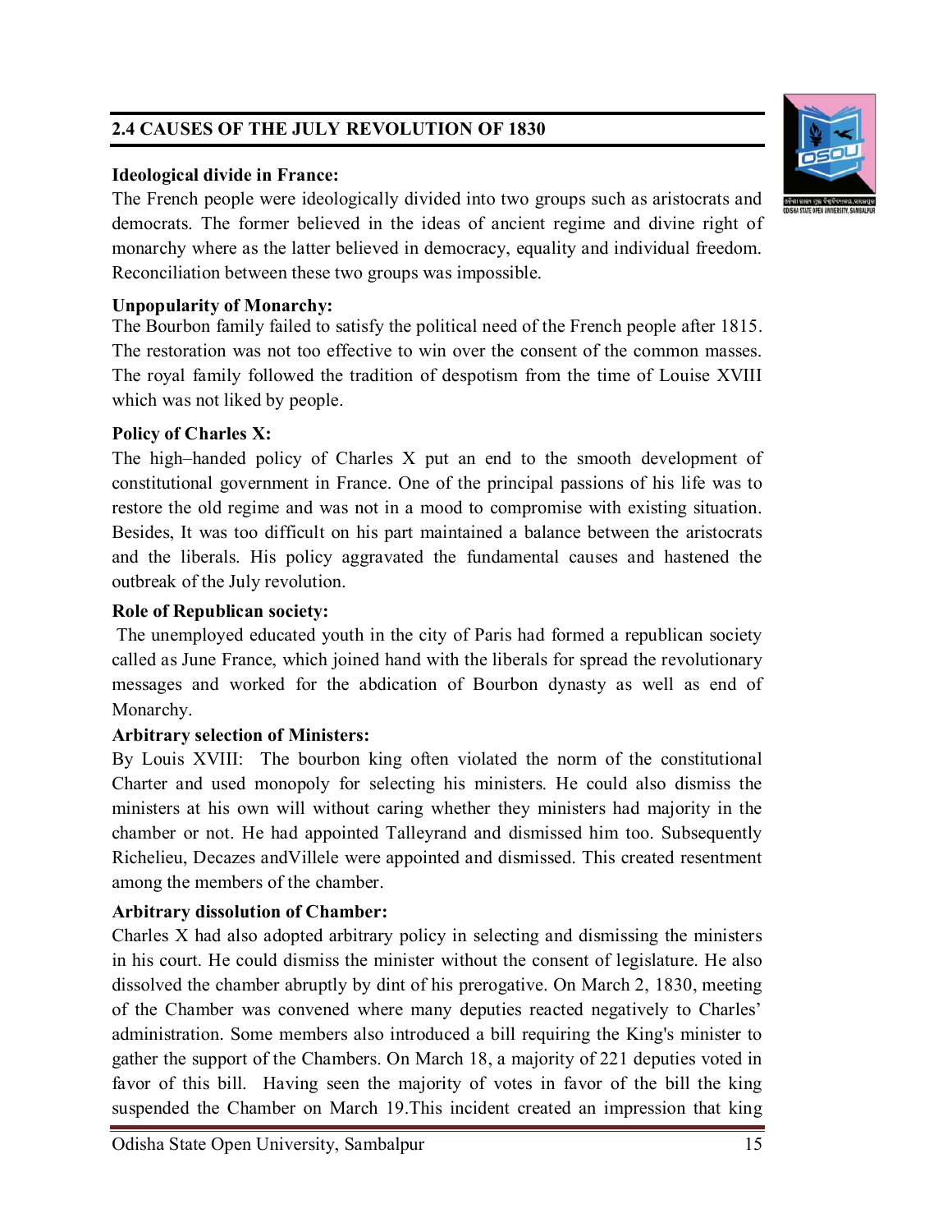## 2.4 CAUSES OF THE JULY REVOLUTION OF 1830

**Ideological divide in France:**

The French people were ideologically divided into two groups such as aristocrats and democrats. The former believed in the ideas of ancient regime and divine right of monarchy where as the latter believed in democracy, equality and individual freedom. Reconciliation between these two groups was impossible.

**Unpopularity of Monarchy:**

The Bourbon family failed to satisfy the political need of the French people after 1815. The restoration was not too effective to win over the consent of the common masses. The royal family followed the tradition of despotism from the time of Louise XVIII which was not liked by people.

**Policy of Charles X:**

The high–handed policy of Charles X put an end to the smooth development of constitutional government in France. One of the principal passions of his life was to restore the old regime and was not in a mood to compromise with existing situation. Besides, It was too difficult on his part maintained a balance between the aristocrats and the liberals. His policy aggravated the fundamental causes and hastened the outbreak of the July revolution.

**Role of Republican society:**

The unemployed educated youth in the city of Paris had formed a republican society called as June France, which joined hand with the liberals for spread the revolutionary messages and worked for the abdication of Bourbon dynasty as well as end of Monarchy.

**Arbitrary selection of Ministers:**

By Louis XVIII: The bourbon king often violated the norm of the constitutional Charter and used monopoly for selecting his ministers. He could also dismiss the ministers at his own will without caring whether they ministers had majority in the chamber or not. He had appointed Talleyrand and dismissed him too. Subsequently Richelieu, Decazes andVillele were appointed and dismissed. This created resentment among the members of the chamber.

**Arbitrary dissolution of Chamber:**

Charles X had also adopted arbitrary policy in selecting and dismissing the ministers in his court. He could dismiss the minister without the consent of legislature. He also dissolved the chamber abruptly by dint of his prerogative. On March 2, 1830, meeting of the Chamber was convened where many deputies reacted negatively to Charles' administration. Some members also introduced a bill requiring the King's minister to gather the support of the Chambers. On March 18, a majority of 221 deputies voted in favor of this bill. Having seen the majority of votes in favor of the bill the king suspended the Chamber on March 19.This incident created an impression that king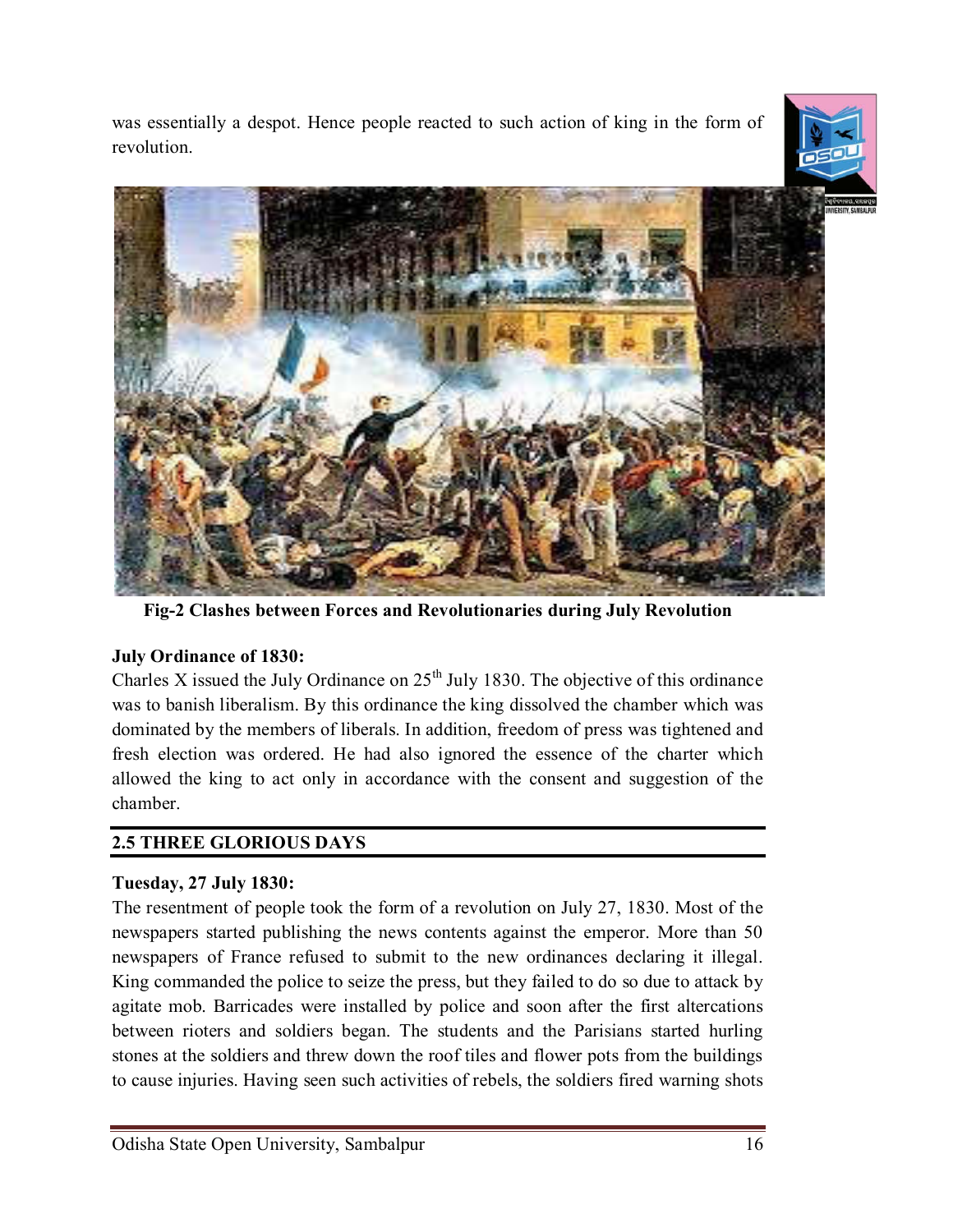was essentially a despot. Hence people reacted to such action of king in the form of revolution.

**Fig-2 Clashes between Forces and Revolutionaries during July Revolution**

**July Ordinance of 1830:**

Charles X issued the July Ordinance on 25th July 1830. The objective of this ordinance was to banish liberalism. By this ordinance the king dissolved the chamber which was dominated by the members of liberals. In addition, freedom of press was tightened and fresh election was ordered. He had also ignored the essence of the charter which allowed the king to act only in accordance with the consent and suggestion of the chamber.

## 2.5 THREE GLORIOUS DAYS

**Tuesday, 27 July 1830:**

The resentment of people took the form of a revolution on July 27, 1830. Most of the newspapers started publishing the news contents against the emperor. More than 50 newspapers of France refused to submit to the new ordinances declaring it illegal. King commanded the police to seize the press, but they failed to do so due to attack by agitate mob. Barricades were installed by police and soon after the first altercations between rioters and soldiers began. The students and the Parisians started hurling stones at the soldiers and threw down the roof tiles and flower pots from the buildings to cause injuries. Having seen such activities of rebels, the soldiers fired warning shots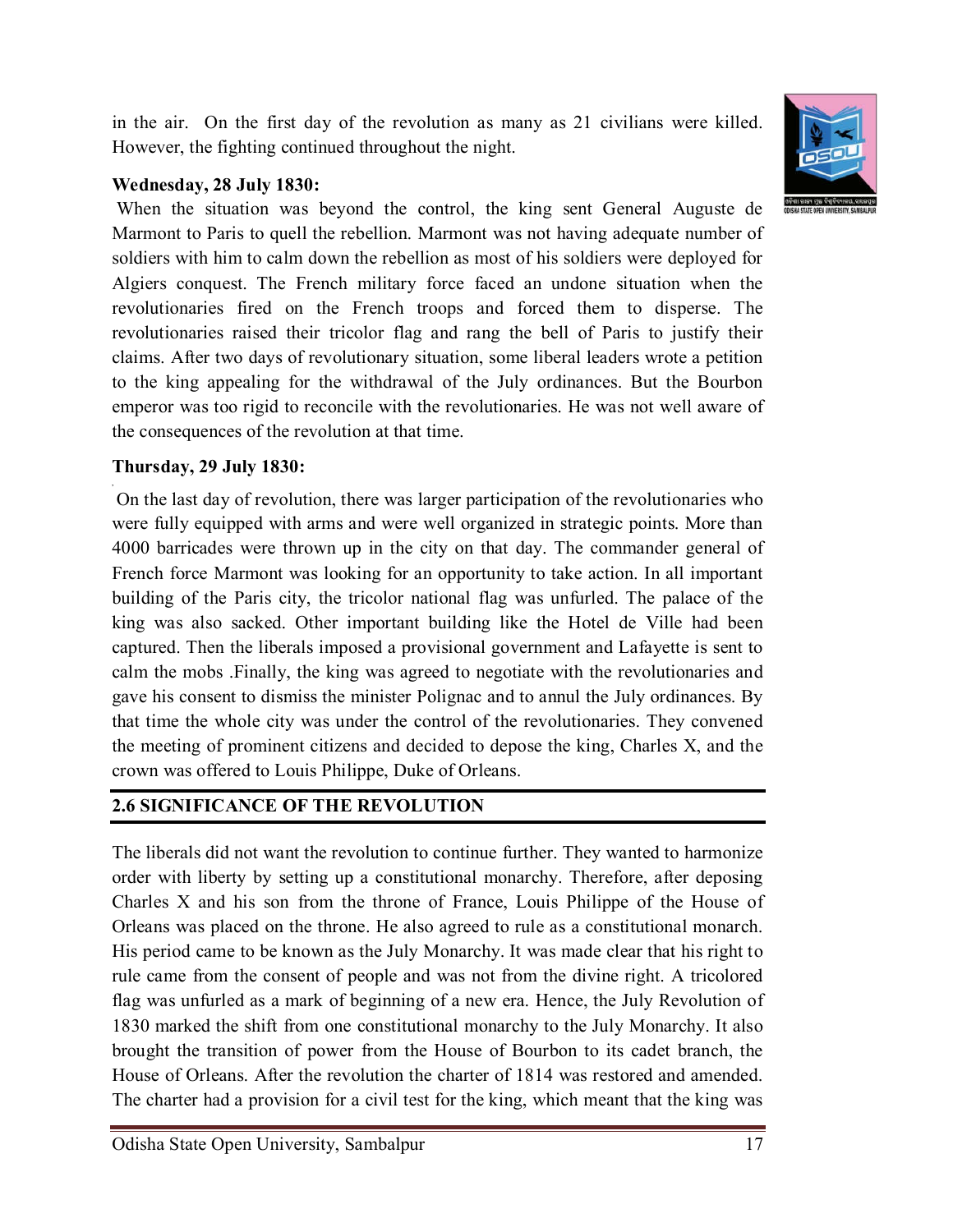in the air. On the first day of the revolution as many as 21 civilians were killed. However, the fighting continued throughout the night.

**Wednesday, 28 July 1830:**

When the situation was beyond the control, the king sent General Auguste de Marmont to Paris to quell the rebellion. Marmont was not having adequate number of soldiers with him to calm down the rebellion as most of his soldiers were deployed for Algiers conquest. The French military force faced an undone situation when the revolutionaries fired on the French troops and forced them to disperse. The revolutionaries raised their tricolor flag and rang the bell of Paris to justify their claims. After two days of revolutionary situation, some liberal leaders wrote a petition to the king appealing for the withdrawal of the July ordinances. But the Bourbon emperor was too rigid to reconcile with the revolutionaries. He was not well aware of the consequences of the revolution at that time.

**Thursday, 29 July 1830:**

On the last day of revolution, there was larger participation of the revolutionaries who were fully equipped with arms and were well organized in strategic points. More than 4000 barricades were thrown up in the city on that day. The commander general of French force Marmont was looking for an opportunity to take action. In all important building of the Paris city, the tricolor national flag was unfurled. The palace of the king was also sacked. Other important building like the Hotel de Ville had been captured. Then the liberals imposed a provisional government and Lafayette is sent to calm the mobs .Finally, the king was agreed to negotiate with the revolutionaries and gave his consent to dismiss the minister Polignac and to annul the July ordinances. By that time the whole city was under the control of the revolutionaries. They convened the meeting of prominent citizens and decided to depose the king, Charles X, and the crown was offered to Louis Philippe, Duke of Orleans.

## 2.6 SIGNIFICANCE OF THE REVOLUTION

The liberals did not want the revolution to continue further. They wanted to harmonize order with liberty by setting up a constitutional monarchy. Therefore, after deposing Charles X and his son from the throne of France, Louis Philippe of the House of Orleans was placed on the throne. He also agreed to rule as a constitutional monarch. His period came to be known as the July Monarchy. It was made clear that his right to rule came from the consent of people and was not from the divine right. A tricolored flag was unfurled as a mark of beginning of a new era. Hence, the July Revolution of 1830 marked the shift from one constitutional monarchy to the July Monarchy. It also brought the transition of power from the House of Bourbon to its cadet branch, the House of Orleans. After the revolution the charter of 1814 was restored and amended. The charter had a provision for a civil test for the king, which meant that the king was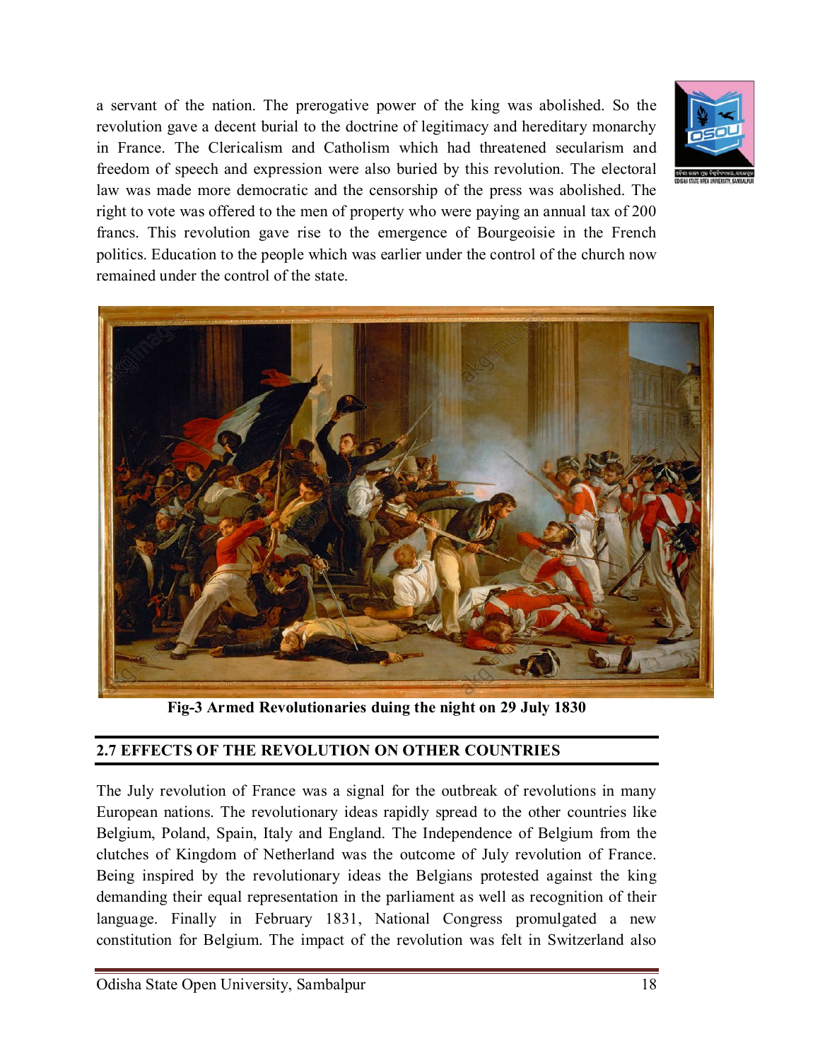a servant of the nation. The prerogative power of the king was abolished. So the revolution gave a decent burial to the doctrine of legitimacy and hereditary monarchy in France. The Clericalism and Catholism which had threatened secularism and freedom of speech and expression were also buried by this revolution. The electoral law was made more democratic and the censorship of the press was abolished. The right to vote was offered to the men of property who were paying an annual tax of 200 francs. This revolution gave rise to the emergence of Bourgeoisie in the French politics. Education to the people which was earlier under the control of the church now remained under the control of the state.

**Fig-3 Armed Revolutionaries duing the night on 29 July 1830**

## 2.7 EFFECTS OF THE REVOLUTION ON OTHER COUNTRIES

The July revolution of France was a signal for the outbreak of revolutions in many European nations. The revolutionary ideas rapidly spread to the other countries like Belgium, Poland, Spain, Italy and England. The Independence of Belgium from the clutches of Kingdom of Netherland was the outcome of July revolution of France. Being inspired by the revolutionary ideas the Belgians protested against the king demanding their equal representation in the parliament as well as recognition of their language. Finally in February 1831, National Congress promulgated a new constitution for Belgium. The impact of the revolution was felt in Switzerland also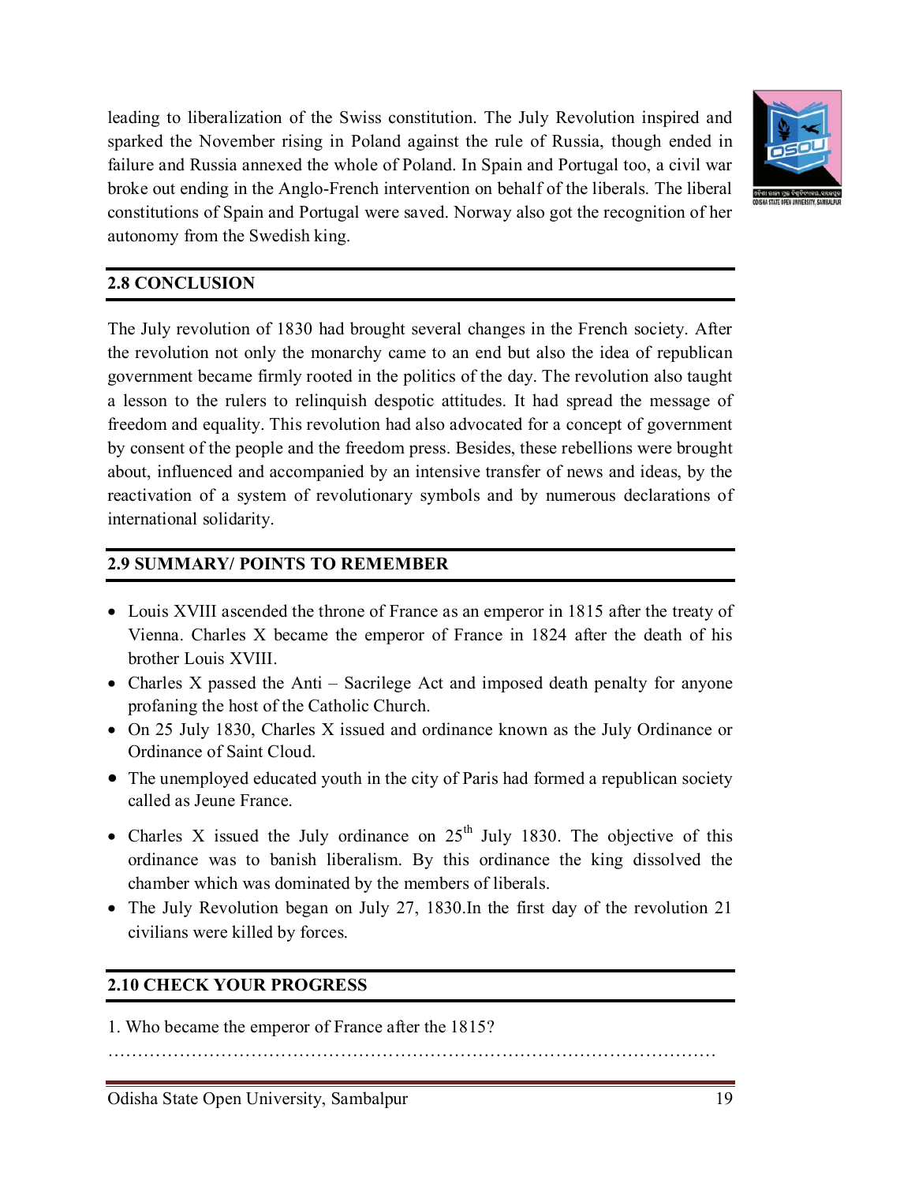leading to liberalization of the Swiss constitution. The July Revolution inspired and sparked the November rising in Poland against the rule of Russia, though ended in failure and Russia annexed the whole of Poland. In Spain and Portugal too, a civil war broke out ending in the Anglo-French intervention on behalf of the liberals. The liberal constitutions of Spain and Portugal were saved. Norway also got the recognition of her autonomy from the Swedish king.

## 2.8 CONCLUSION

The July revolution of 1830 had brought several changes in the French society. After the revolution not only the monarchy came to an end but also the idea of republican government became firmly rooted in the politics of the day. The revolution also taught a lesson to the rulers to relinquish despotic attitudes. It had spread the message of freedom and equality. This revolution had also advocated for a concept of government by consent of the people and the freedom press. Besides, these rebellions were brought about, influenced and accompanied by an intensive transfer of news and ideas, by the reactivation of a system of revolutionary symbols and by numerous declarations of international solidarity.

## 2.9 SUMMARY/ POINTS TO REMEMBER

- Louis XVIII ascended the throne of France as an emperor in 1815 after the treaty of Vienna. Charles X became the emperor of France in 1824 after the death of his brother Louis XVIII.
- Charles X passed the Anti – Sacrilege Act and imposed death penalty for anyone profaning the host of the Catholic Church.
- On 25 July 1830, Charles X issued and ordinance known as the July Ordinance or Ordinance of Saint Cloud.
- The unemployed educated youth in the city of Paris had formed a republican society called as Jeune France.
- Charles X issued the July ordinance on 25th July 1830. The objective of this ordinance was to banish liberalism. By this ordinance the king dissolved the chamber which was dominated by the members of liberals.
- The July Revolution began on July 27, 1830.In the first day of the revolution 21 civilians were killed by forces.

## 2.10 CHECK YOUR PROGRESS

1. Who became the emperor of France after the 1815?

…………………………………………………………………………………………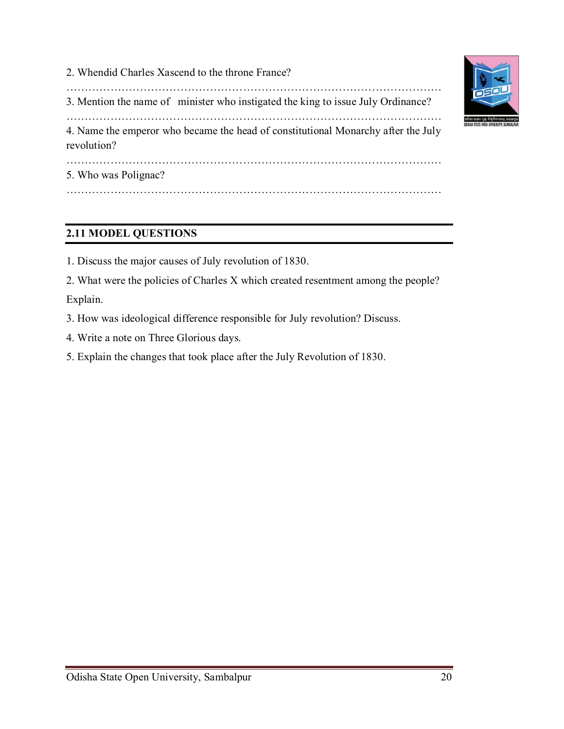2. Whendid Charles Xascend to the throne France?

…………………………………………………………………………………………

3. Mention the name of minister who instigated the king to issue July Ordinance?

…………………………………………………………………………………………

4. Name the emperor who became the head of constitutional Monarchy after the July revolution?

…………………………………………………………………………………………

5. Who was Polignac?

…………………………………………………………………………………………

## 2.11 MODEL QUESTIONS

1. Discuss the major causes of July revolution of 1830.
2. What were the policies of Charles X which created resentment among the people? Explain.
3. How was ideological difference responsible for July revolution? Discuss.
4. Write a note on Three Glorious days.
5. Explain the changes that took place after the July Revolution of 1830.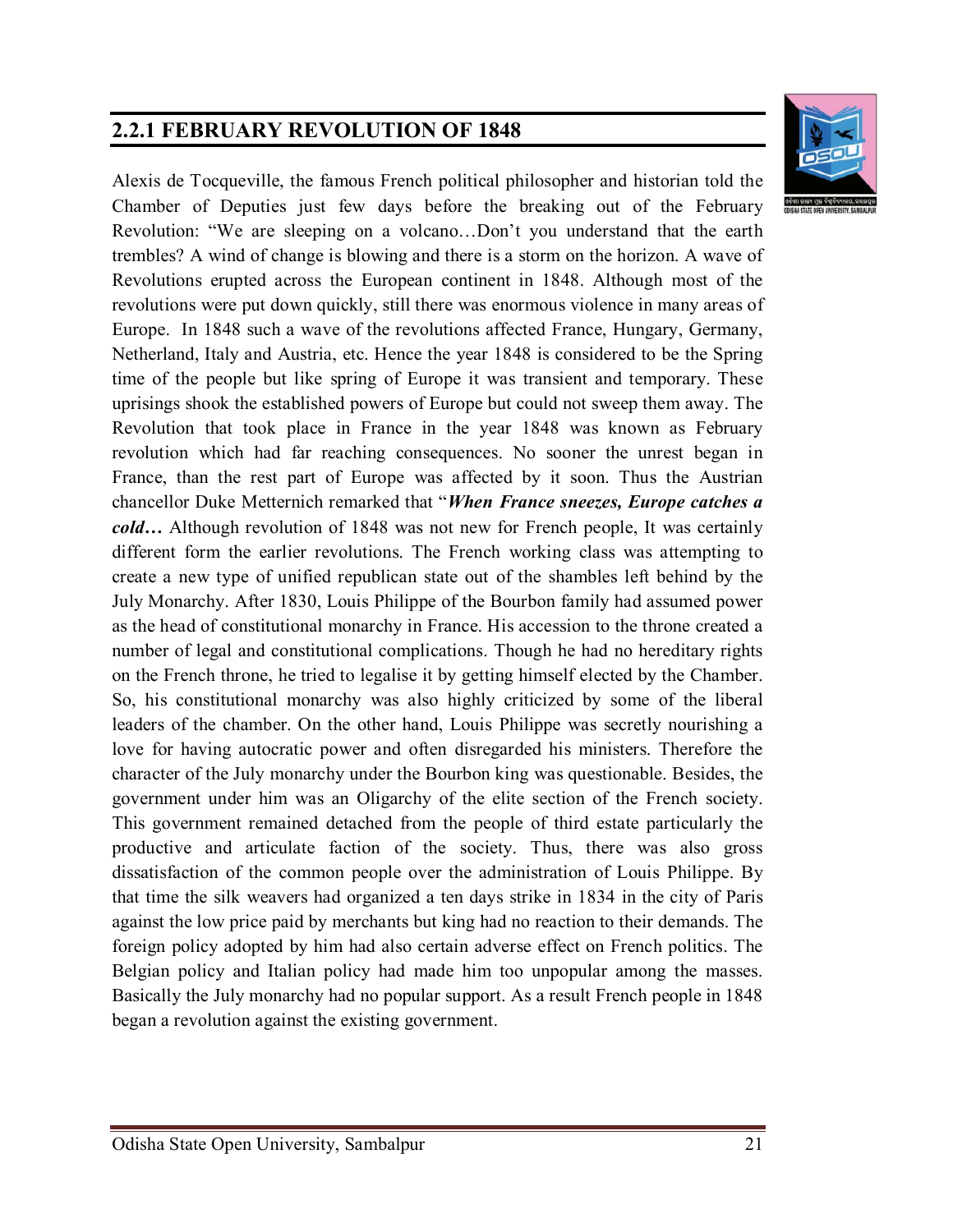## 2.2.1 FEBRUARY REVOLUTION OF 1848

Alexis de Tocqueville, the famous French political philosopher and historian told the Chamber of Deputies just few days before the breaking out of the February Revolution: "We are sleeping on a volcano…Don't you understand that the earth trembles? A wind of change is blowing and there is a storm on the horizon. A wave of Revolutions erupted across the European continent in 1848. Although most of the revolutions were put down quickly, still there was enormous violence in many areas of Europe. In 1848 such a wave of the revolutions affected France, Hungary, Germany, Netherland, Italy and Austria, etc. Hence the year 1848 is considered to be the Spring time of the people but like spring of Europe it was transient and temporary. These uprisings shook the established powers of Europe but could not sweep them away. The Revolution that took place in France in the year 1848 was known as February revolution which had far reaching consequences. No sooner the unrest began in France, than the rest part of Europe was affected by it soon. Thus the Austrian chancellor Duke Metternich remarked that "***When France sneezes, Europe catches a cold…*** Although revolution of 1848 was not new for French people, It was certainly different form the earlier revolutions. The French working class was attempting to create a new type of unified republican state out of the shambles left behind by the July Monarchy. After 1830, Louis Philippe of the Bourbon family had assumed power as the head of constitutional monarchy in France. His accession to the throne created a number of legal and constitutional complications. Though he had no hereditary rights on the French throne, he tried to legalise it by getting himself elected by the Chamber. So, his constitutional monarchy was also highly criticized by some of the liberal leaders of the chamber. On the other hand, Louis Philippe was secretly nourishing a love for having autocratic power and often disregarded his ministers. Therefore the character of the July monarchy under the Bourbon king was questionable. Besides, the government under him was an Oligarchy of the elite section of the French society. This government remained detached from the people of third estate particularly the productive and articulate faction of the society. Thus, there was also gross dissatisfaction of the common people over the administration of Louis Philippe. By that time the silk weavers had organized a ten days strike in 1834 in the city of Paris against the low price paid by merchants but king had no reaction to their demands. The foreign policy adopted by him had also certain adverse effect on French politics. The Belgian policy and Italian policy had made him too unpopular among the masses. Basically the July monarchy had no popular support. As a result French people in 1848 began a revolution against the existing government.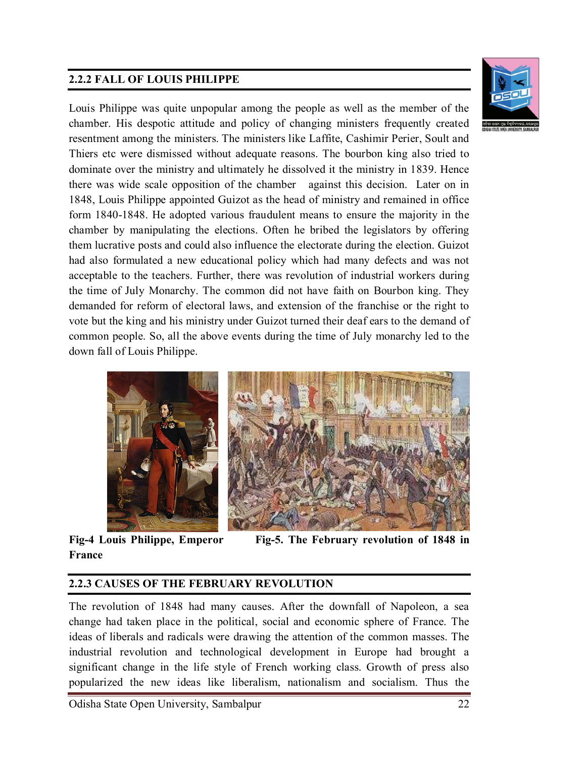## 2.2.2 FALL OF LOUIS PHILIPPE

Louis Philippe was quite unpopular among the people as well as the member of the chamber. His despotic attitude and policy of changing ministers frequently created resentment among the ministers. The ministers like Laffite, Cashimir Perier, Soult and Thiers etc were dismissed without adequate reasons. The bourbon king also tried to dominate over the ministry and ultimately he dissolved it the ministry in 1839. Hence there was wide scale opposition of the chamber against this decision. Later on in 1848, Louis Philippe appointed Guizot as the head of ministry and remained in office form 1840-1848. He adopted various fraudulent means to ensure the majority in the chamber by manipulating the elections. Often he bribed the legislators by offering them lucrative posts and could also influence the electorate during the election. Guizot had also formulated a new educational policy which had many defects and was not acceptable to the teachers. Further, there was revolution of industrial workers during the time of July Monarchy. The common did not have faith on Bourbon king. They demanded for reform of electoral laws, and extension of the franchise or the right to vote but the king and his ministry under Guizot turned their deaf ears to the demand of common people. So, all the above events during the time of July monarchy led to the down fall of Louis Philippe.

**Fig-4 Louis Philippe, Emperor France**

**Fig-5. The February revolution of 1848 in**

## 2.2.3 CAUSES OF THE FEBRUARY REVOLUTION

The revolution of 1848 had many causes. After the downfall of Napoleon, a sea change had taken place in the political, social and economic sphere of France. The ideas of liberals and radicals were drawing the attention of the common masses. The industrial revolution and technological development in Europe had brought a significant change in the life style of French working class. Growth of press also popularized the new ideas like liberalism, nationalism and socialism. Thus the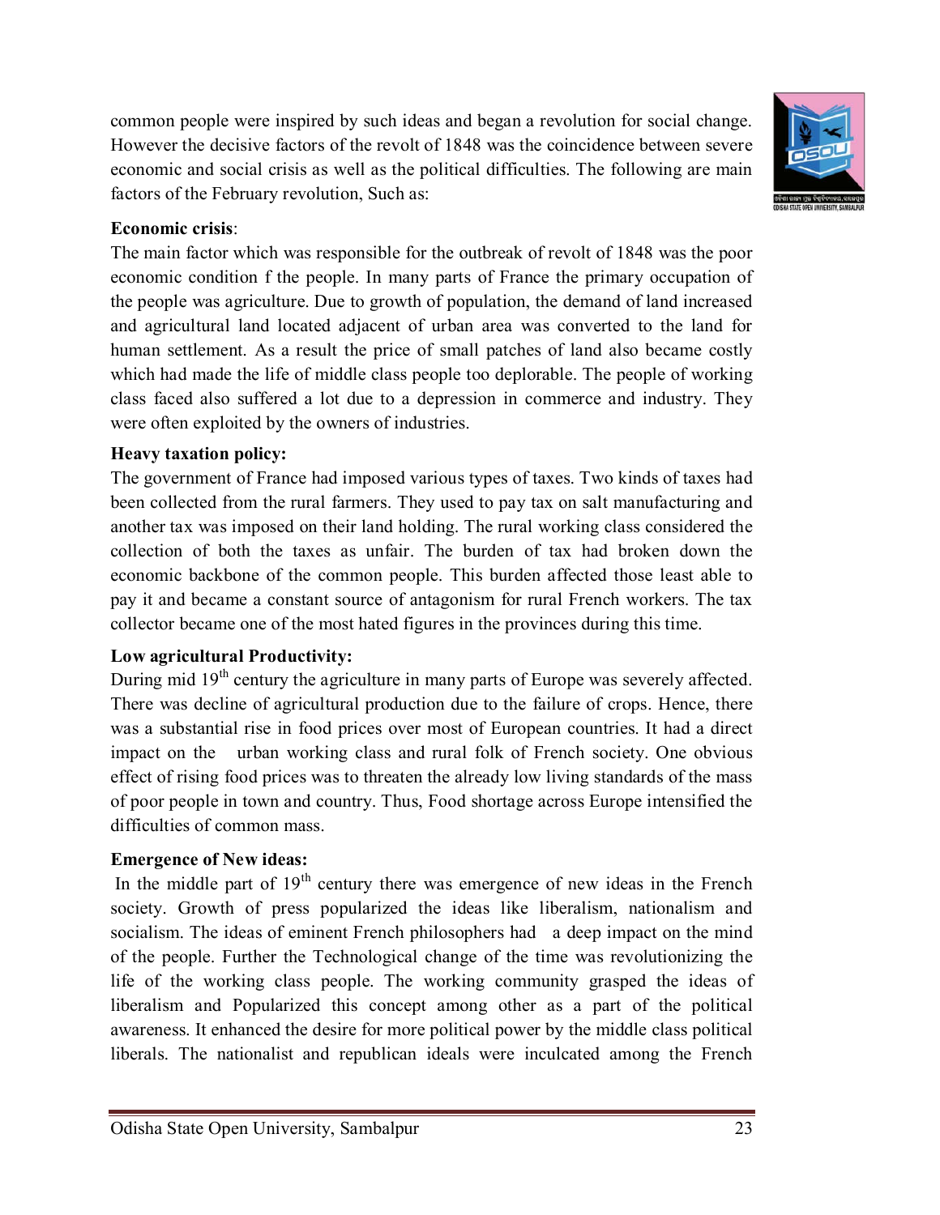common people were inspired by such ideas and began a revolution for social change. However the decisive factors of the revolt of 1848 was the coincidence between severe economic and social crisis as well as the political difficulties. The following are main factors of the February revolution, Such as:

**Economic crisis**:

The main factor which was responsible for the outbreak of revolt of 1848 was the poor economic condition f the people. In many parts of France the primary occupation of the people was agriculture. Due to growth of population, the demand of land increased and agricultural land located adjacent of urban area was converted to the land for human settlement. As a result the price of small patches of land also became costly which had made the life of middle class people too deplorable. The people of working class faced also suffered a lot due to a depression in commerce and industry. They were often exploited by the owners of industries.

**Heavy taxation policy:**

The government of France had imposed various types of taxes. Two kinds of taxes had been collected from the rural farmers. They used to pay tax on salt manufacturing and another tax was imposed on their land holding. The rural working class considered the collection of both the taxes as unfair. The burden of tax had broken down the economic backbone of the common people. This burden affected those least able to pay it and became a constant source of antagonism for rural French workers. The tax collector became one of the most hated figures in the provinces during this time.

**Low agricultural Productivity:**

During mid 19th century the agriculture in many parts of Europe was severely affected. There was decline of agricultural production due to the failure of crops. Hence, there was a substantial rise in food prices over most of European countries. It had a direct impact on the urban working class and rural folk of French society. One obvious effect of rising food prices was to threaten the already low living standards of the mass of poor people in town and country. Thus, Food shortage across Europe intensified the difficulties of common mass.

**Emergence of New ideas:**

In the middle part of 19th century there was emergence of new ideas in the French society. Growth of press popularized the ideas like liberalism, nationalism and socialism. The ideas of eminent French philosophers had a deep impact on the mind of the people. Further the Technological change of the time was revolutionizing the life of the working class people. The working community grasped the ideas of liberalism and Popularized this concept among other as a part of the political awareness. It enhanced the desire for more political power by the middle class political liberals. The nationalist and republican ideals were inculcated among the French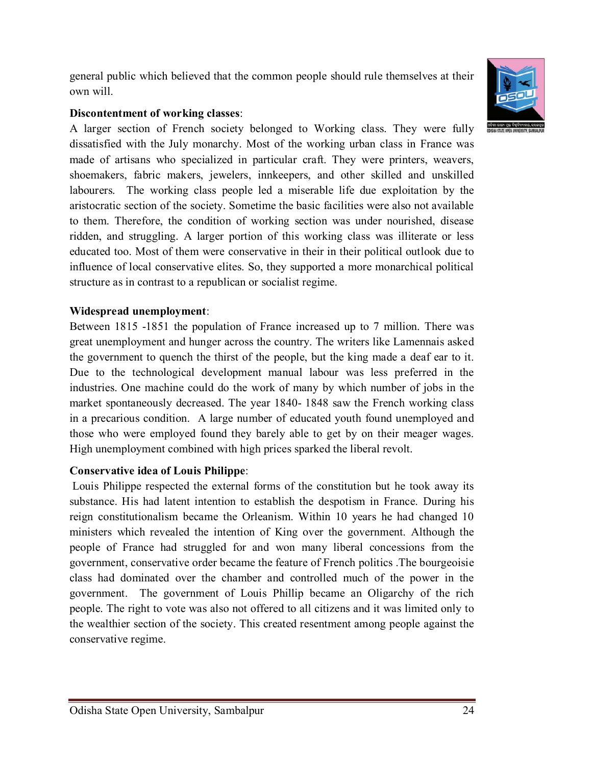general public which believed that the common people should rule themselves at their own will.

**Discontentment of working classes**:

A larger section of French society belonged to Working class. They were fully dissatisfied with the July monarchy. Most of the working urban class in France was made of artisans who specialized in particular craft. They were printers, weavers, shoemakers, fabric makers, jewelers, innkeepers, and other skilled and unskilled labourers. The working class people led a miserable life due exploitation by the aristocratic section of the society. Sometime the basic facilities were also not available to them. Therefore, the condition of working section was under nourished, disease ridden, and struggling. A larger portion of this working class was illiterate or less educated too. Most of them were conservative in their in their political outlook due to influence of local conservative elites. So, they supported a more monarchical political structure as in contrast to a republican or socialist regime.

**Widespread unemployment**:

Between 1815 -1851 the population of France increased up to 7 million. There was great unemployment and hunger across the country. The writers like Lamennais asked the government to quench the thirst of the people, but the king made a deaf ear to it. Due to the technological development manual labour was less preferred in the industries. One machine could do the work of many by which number of jobs in the market spontaneously decreased. The year 1840- 1848 saw the French working class in a precarious condition. A large number of educated youth found unemployed and those who were employed found they barely able to get by on their meager wages. High unemployment combined with high prices sparked the liberal revolt.

**Conservative idea of Louis Philippe**:

Louis Philippe respected the external forms of the constitution but he took away its substance. His had latent intention to establish the despotism in France. During his reign constitutionalism became the Orleanism. Within 10 years he had changed 10 ministers which revealed the intention of King over the government. Although the people of France had struggled for and won many liberal concessions from the government, conservative order became the feature of French politics .The bourgeoisie class had dominated over the chamber and controlled much of the power in the government. The government of Louis Phillip became an Oligarchy of the rich people. The right to vote was also not offered to all citizens and it was limited only to the wealthier section of the society. This created resentment among people against the conservative regime.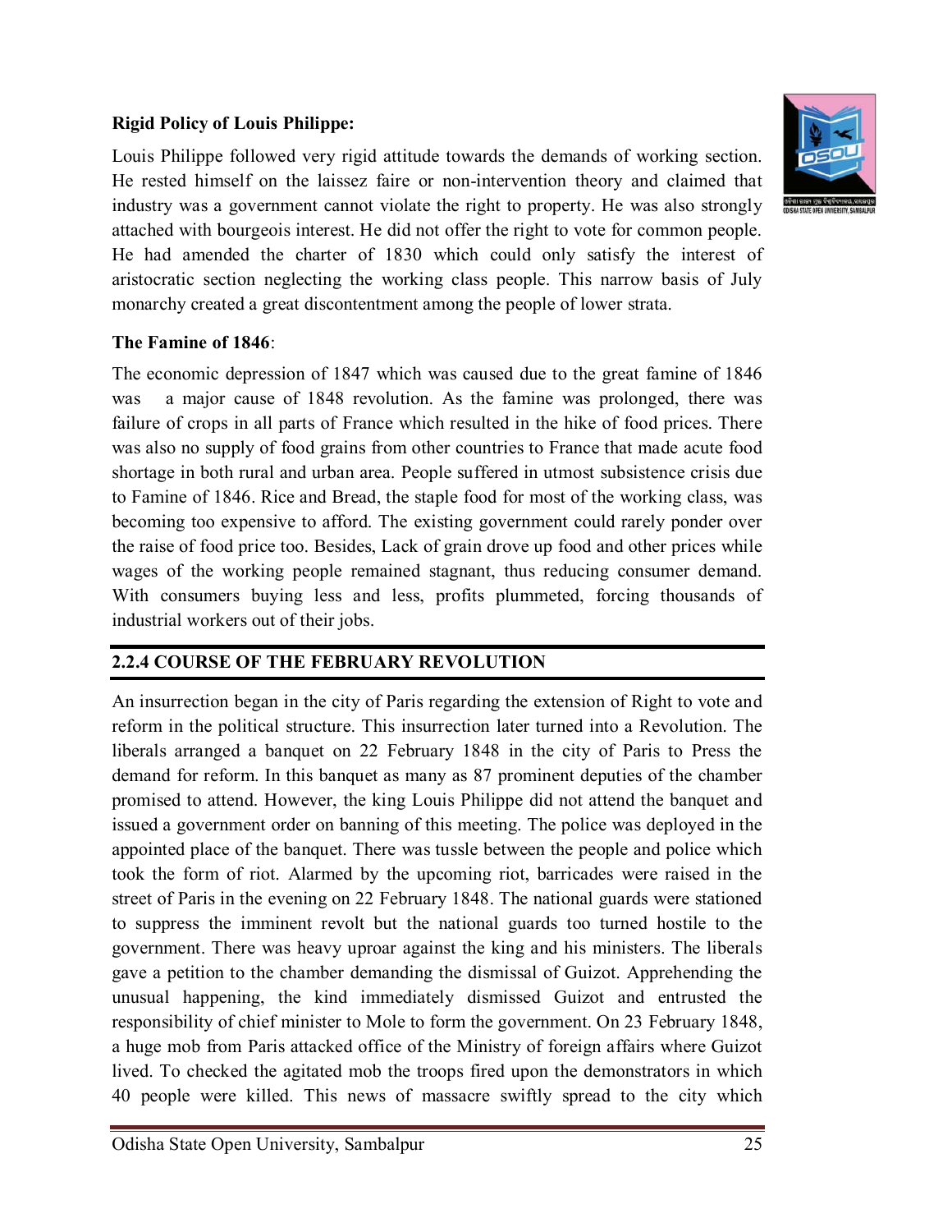**Rigid Policy of Louis Philippe:**

Louis Philippe followed very rigid attitude towards the demands of working section. He rested himself on the laissez faire or non-intervention theory and claimed that industry was a government cannot violate the right to property. He was also strongly attached with bourgeois interest. He did not offer the right to vote for common people. He had amended the charter of 1830 which could only satisfy the interest of aristocratic section neglecting the working class people. This narrow basis of July monarchy created a great discontentment among the people of lower strata.

**The Famine of 1846**:

The economic depression of 1847 which was caused due to the great famine of 1846 was a major cause of 1848 revolution. As the famine was prolonged, there was failure of crops in all parts of France which resulted in the hike of food prices. There was also no supply of food grains from other countries to France that made acute food shortage in both rural and urban area. People suffered in utmost subsistence crisis due to Famine of 1846. Rice and Bread, the staple food for most of the working class, was becoming too expensive to afford. The existing government could rarely ponder over the raise of food price too. Besides, Lack of grain drove up food and other prices while wages of the working people remained stagnant, thus reducing consumer demand. With consumers buying less and less, profits plummeted, forcing thousands of industrial workers out of their jobs.

## 2.2.4 COURSE OF THE FEBRUARY REVOLUTION

An insurrection began in the city of Paris regarding the extension of Right to vote and reform in the political structure. This insurrection later turned into a Revolution. The liberals arranged a banquet on 22 February 1848 in the city of Paris to Press the demand for reform. In this banquet as many as 87 prominent deputies of the chamber promised to attend. However, the king Louis Philippe did not attend the banquet and issued a government order on banning of this meeting. The police was deployed in the appointed place of the banquet. There was tussle between the people and police which took the form of riot. Alarmed by the upcoming riot, barricades were raised in the street of Paris in the evening on 22 February 1848. The national guards were stationed to suppress the imminent revolt but the national guards too turned hostile to the government. There was heavy uproar against the king and his ministers. The liberals gave a petition to the chamber demanding the dismissal of Guizot. Apprehending the unusual happening, the kind immediately dismissed Guizot and entrusted the responsibility of chief minister to Mole to form the government. On 23 February 1848, a huge mob from Paris attacked office of the Ministry of foreign affairs where Guizot lived. To checked the agitated mob the troops fired upon the demonstrators in which 40 people were killed. This news of massacre swiftly spread to the city which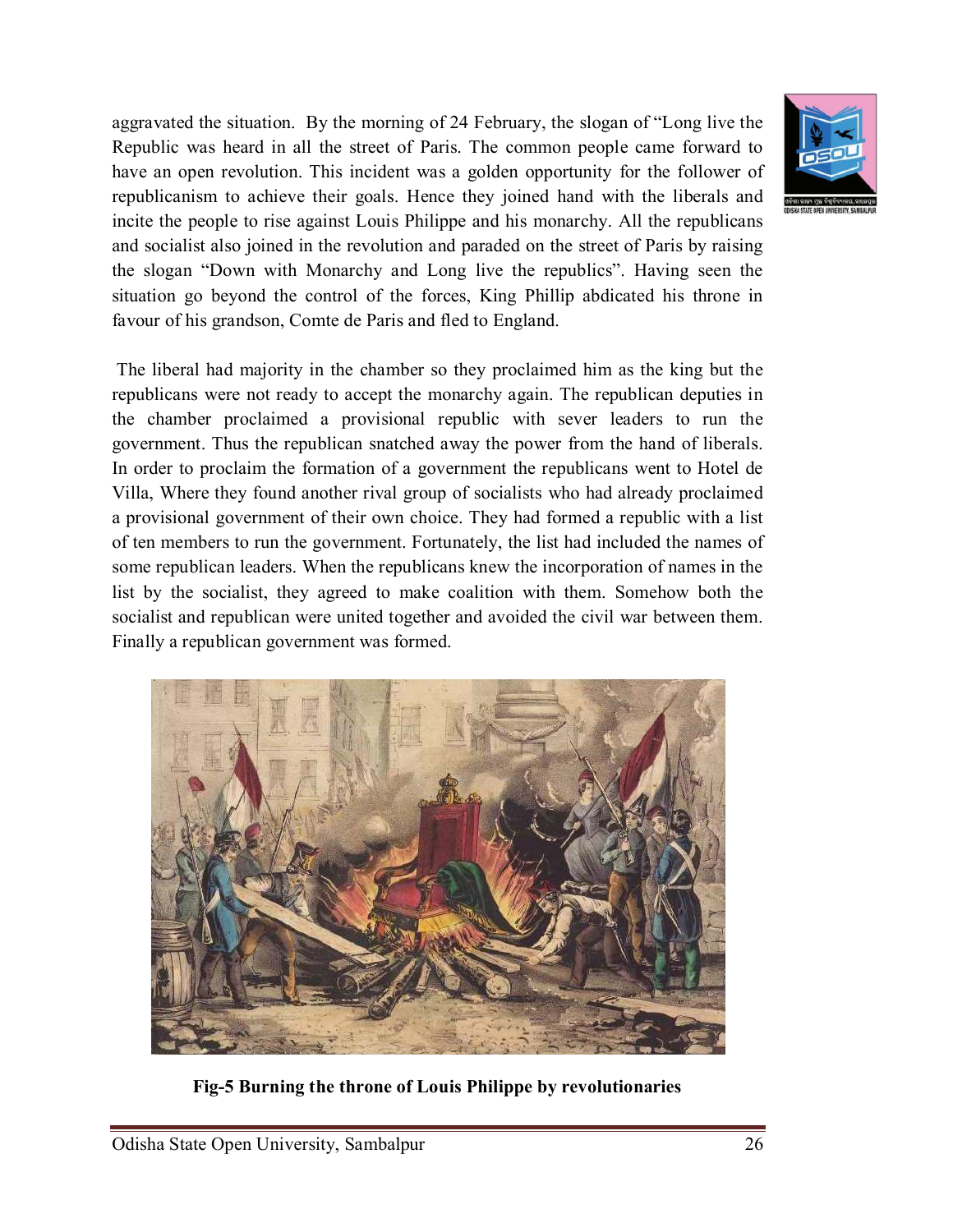aggravated the situation. By the morning of 24 February, the slogan of "Long live the Republic was heard in all the street of Paris. The common people came forward to have an open revolution. This incident was a golden opportunity for the follower of republicanism to achieve their goals. Hence they joined hand with the liberals and incite the people to rise against Louis Philippe and his monarchy. All the republicans and socialist also joined in the revolution and paraded on the street of Paris by raising the slogan "Down with Monarchy and Long live the republics". Having seen the situation go beyond the control of the forces, King Phillip abdicated his throne in favour of his grandson, Comte de Paris and fled to England.

The liberal had majority in the chamber so they proclaimed him as the king but the republicans were not ready to accept the monarchy again. The republican deputies in the chamber proclaimed a provisional republic with sever leaders to run the government. Thus the republican snatched away the power from the hand of liberals. In order to proclaim the formation of a government the republicans went to Hotel de Villa, Where they found another rival group of socialists who had already proclaimed a provisional government of their own choice. They had formed a republic with a list of ten members to run the government. Fortunately, the list had included the names of some republican leaders. When the republicans knew the incorporation of names in the list by the socialist, they agreed to make coalition with them. Somehow both the socialist and republican were united together and avoided the civil war between them. Finally a republican government was formed.

**Fig-5 Burning the throne of Louis Philippe by revolutionaries**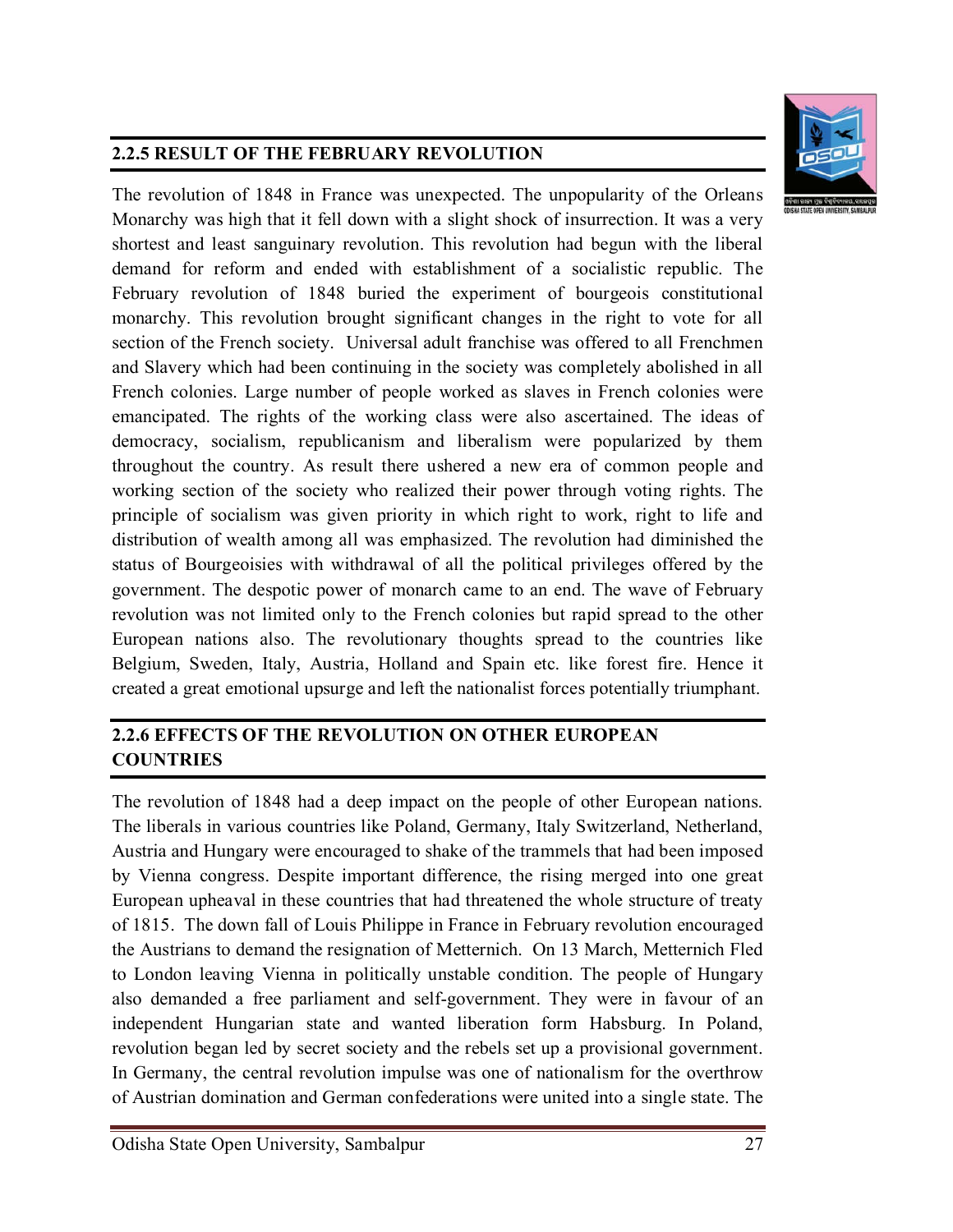## 2.2.5 RESULT OF THE FEBRUARY REVOLUTION

The revolution of 1848 in France was unexpected. The unpopularity of the Orleans Monarchy was high that it fell down with a slight shock of insurrection. It was a very shortest and least sanguinary revolution. This revolution had begun with the liberal demand for reform and ended with establishment of a socialistic republic. The February revolution of 1848 buried the experiment of bourgeois constitutional monarchy. This revolution brought significant changes in the right to vote for all section of the French society. Universal adult franchise was offered to all Frenchmen and Slavery which had been continuing in the society was completely abolished in all French colonies. Large number of people worked as slaves in French colonies were emancipated. The rights of the working class were also ascertained. The ideas of democracy, socialism, republicanism and liberalism were popularized by them throughout the country. As result there ushered a new era of common people and working section of the society who realized their power through voting rights. The principle of socialism was given priority in which right to work, right to life and distribution of wealth among all was emphasized. The revolution had diminished the status of Bourgeoisies with withdrawal of all the political privileges offered by the government. The despotic power of monarch came to an end. The wave of February revolution was not limited only to the French colonies but rapid spread to the other European nations also. The revolutionary thoughts spread to the countries like Belgium, Sweden, Italy, Austria, Holland and Spain etc. like forest fire. Hence it created a great emotional upsurge and left the nationalist forces potentially triumphant.

## 2.2.6 EFFECTS OF THE REVOLUTION ON OTHER EUROPEAN COUNTRIES

The revolution of 1848 had a deep impact on the people of other European nations. The liberals in various countries like Poland, Germany, Italy Switzerland, Netherland, Austria and Hungary were encouraged to shake of the trammels that had been imposed by Vienna congress. Despite important difference, the rising merged into one great European upheaval in these countries that had threatened the whole structure of treaty of 1815. The down fall of Louis Philippe in France in February revolution encouraged the Austrians to demand the resignation of Metternich. On 13 March, Metternich Fled to London leaving Vienna in politically unstable condition. The people of Hungary also demanded a free parliament and self-government. They were in favour of an independent Hungarian state and wanted liberation form Habsburg. In Poland, revolution began led by secret society and the rebels set up a provisional government. In Germany, the central revolution impulse was one of nationalism for the overthrow of Austrian domination and German confederations were united into a single state. The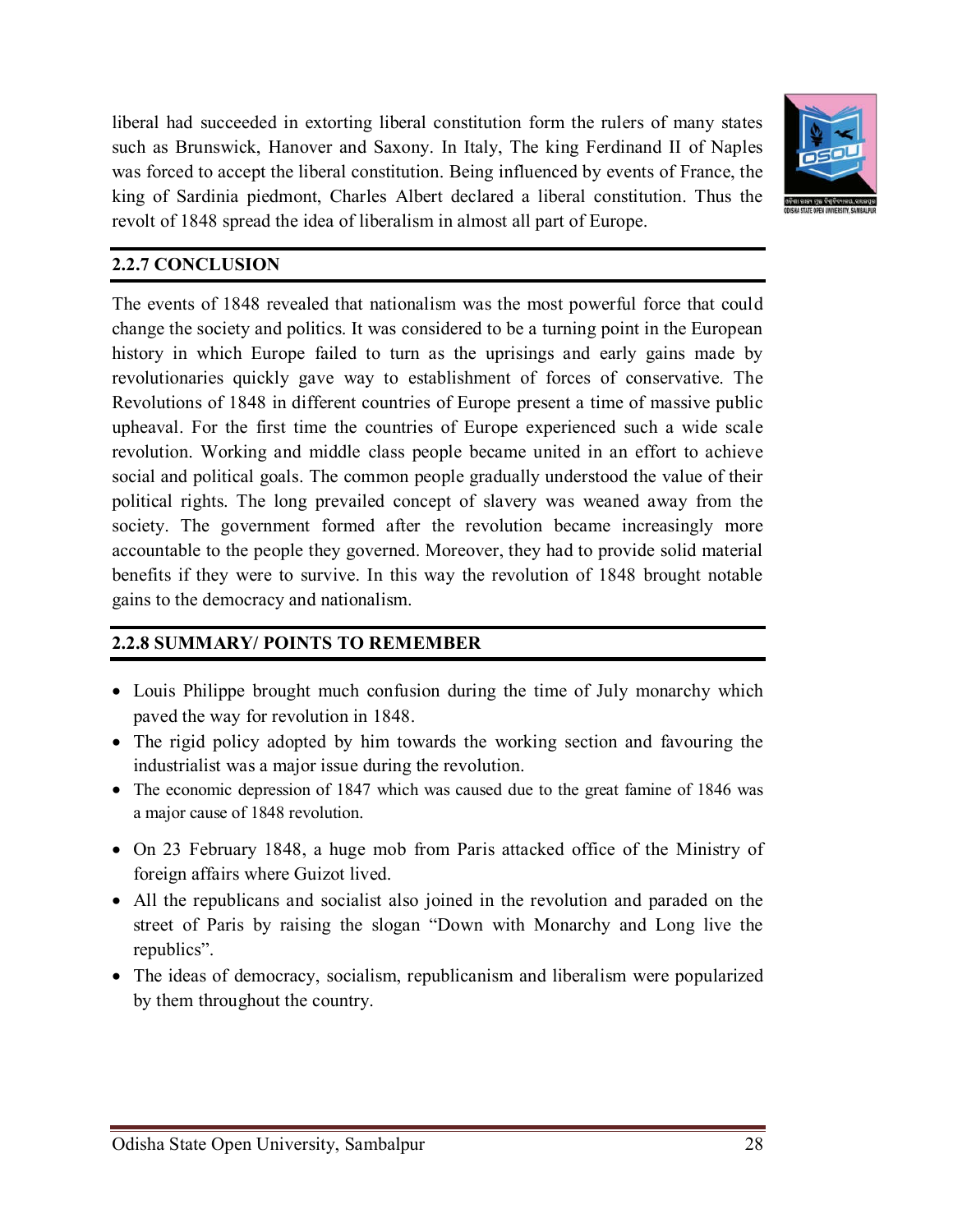liberal had succeeded in extorting liberal constitution form the rulers of many states such as Brunswick, Hanover and Saxony. In Italy, The king Ferdinand II of Naples was forced to accept the liberal constitution. Being influenced by events of France, the king of Sardinia piedmont, Charles Albert declared a liberal constitution. Thus the revolt of 1848 spread the idea of liberalism in almost all part of Europe.

## 2.2.7 CONCLUSION

The events of 1848 revealed that nationalism was the most powerful force that could change the society and politics. It was considered to be a turning point in the European history in which Europe failed to turn as the uprisings and early gains made by revolutionaries quickly gave way to establishment of forces of conservative. The Revolutions of 1848 in different countries of Europe present a time of massive public upheaval. For the first time the countries of Europe experienced such a wide scale revolution. Working and middle class people became united in an effort to achieve social and political goals. The common people gradually understood the value of their political rights. The long prevailed concept of slavery was weaned away from the society. The government formed after the revolution became increasingly more accountable to the people they governed. Moreover, they had to provide solid material benefits if they were to survive. In this way the revolution of 1848 brought notable gains to the democracy and nationalism.

## 2.2.8 SUMMARY/ POINTS TO REMEMBER

- Louis Philippe brought much confusion during the time of July monarchy which paved the way for revolution in 1848.
- The rigid policy adopted by him towards the working section and favouring the industrialist was a major issue during the revolution.
- The economic depression of 1847 which was caused due to the great famine of 1846 was a major cause of 1848 revolution.
- On 23 February 1848, a huge mob from Paris attacked office of the Ministry of foreign affairs where Guizot lived.
- All the republicans and socialist also joined in the revolution and paraded on the street of Paris by raising the slogan “Down with Monarchy and Long live the republics”.
- The ideas of democracy, socialism, republicanism and liberalism were popularized by them throughout the country.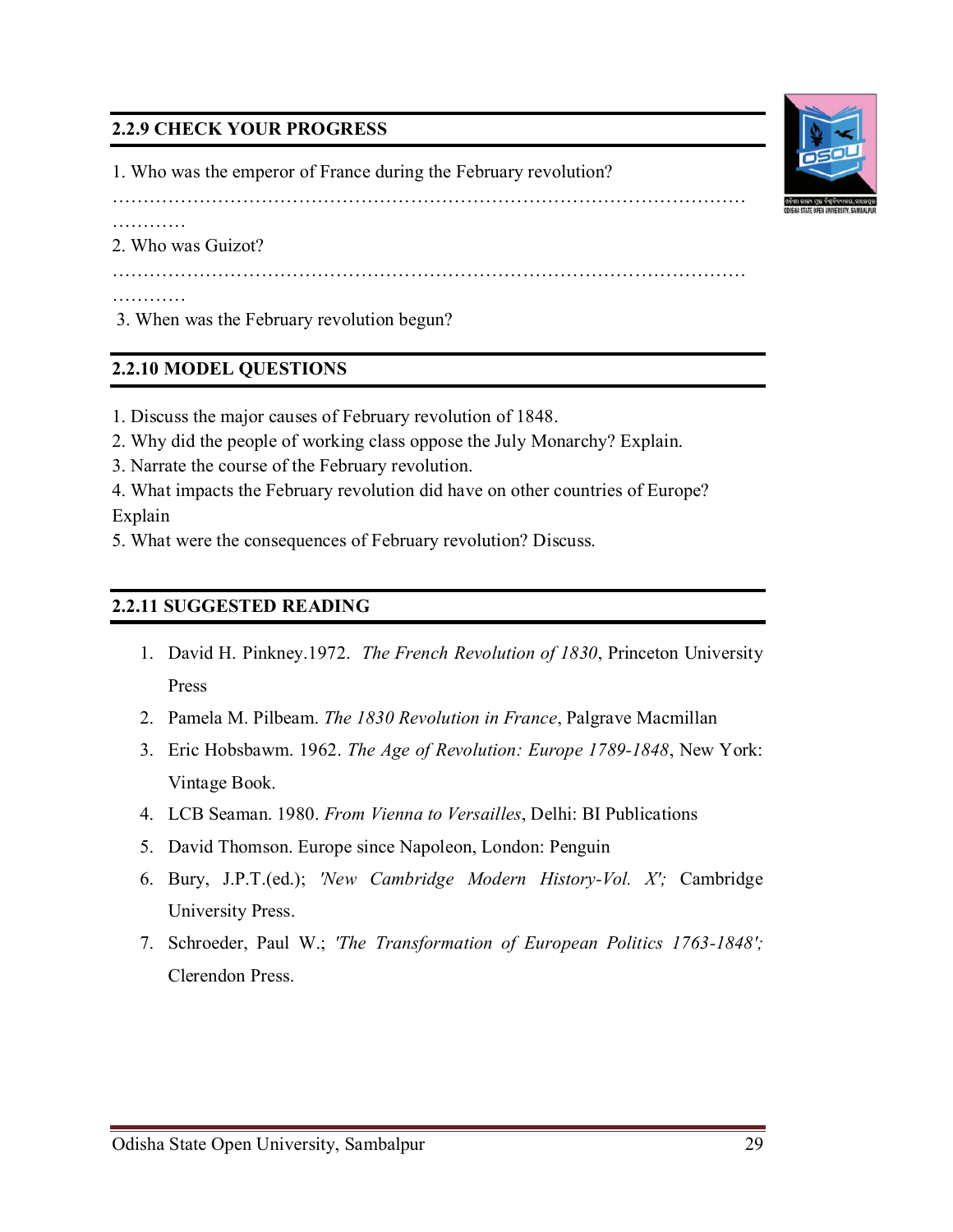## 2.2.9 CHECK YOUR PROGRESS

1. Who was the emperor of France during the February revolution?

……………………………………………………………………………………………… …………

2. Who was Guizot?

……………………………………………………………………………………………… …………

3. When was the February revolution begun?

## 2.2.10 MODEL QUESTIONS

1. Discuss the major causes of February revolution of 1848.
2. Why did the people of working class oppose the July Monarchy? Explain.
3. Narrate the course of the February revolution.
4. What impacts the February revolution did have on other countries of Europe? Explain
5. What were the consequences of February revolution? Discuss.

## 2.2.11 SUGGESTED READING

1. David H. Pinkney.1972. *The French Revolution of 1830*, Princeton University Press
2. Pamela M. Pilbeam. *The 1830 Revolution in France*, Palgrave Macmillan
3. Eric Hobsbawm. 1962. *The Age of Revolution: Europe 1789-1848*, New York: Vintage Book.
4. LCB Seaman. 1980. *From Vienna to Versailles*, Delhi: BI Publications
5. David Thomson. Europe since Napoleon, London: Penguin
6. Bury, J.P.T.(ed.); *'New Cambridge Modern History-Vol. X';* Cambridge University Press.
7. Schroeder, Paul W.; *'The Transformation of European Politics 1763-1848';* Clerendon Press.